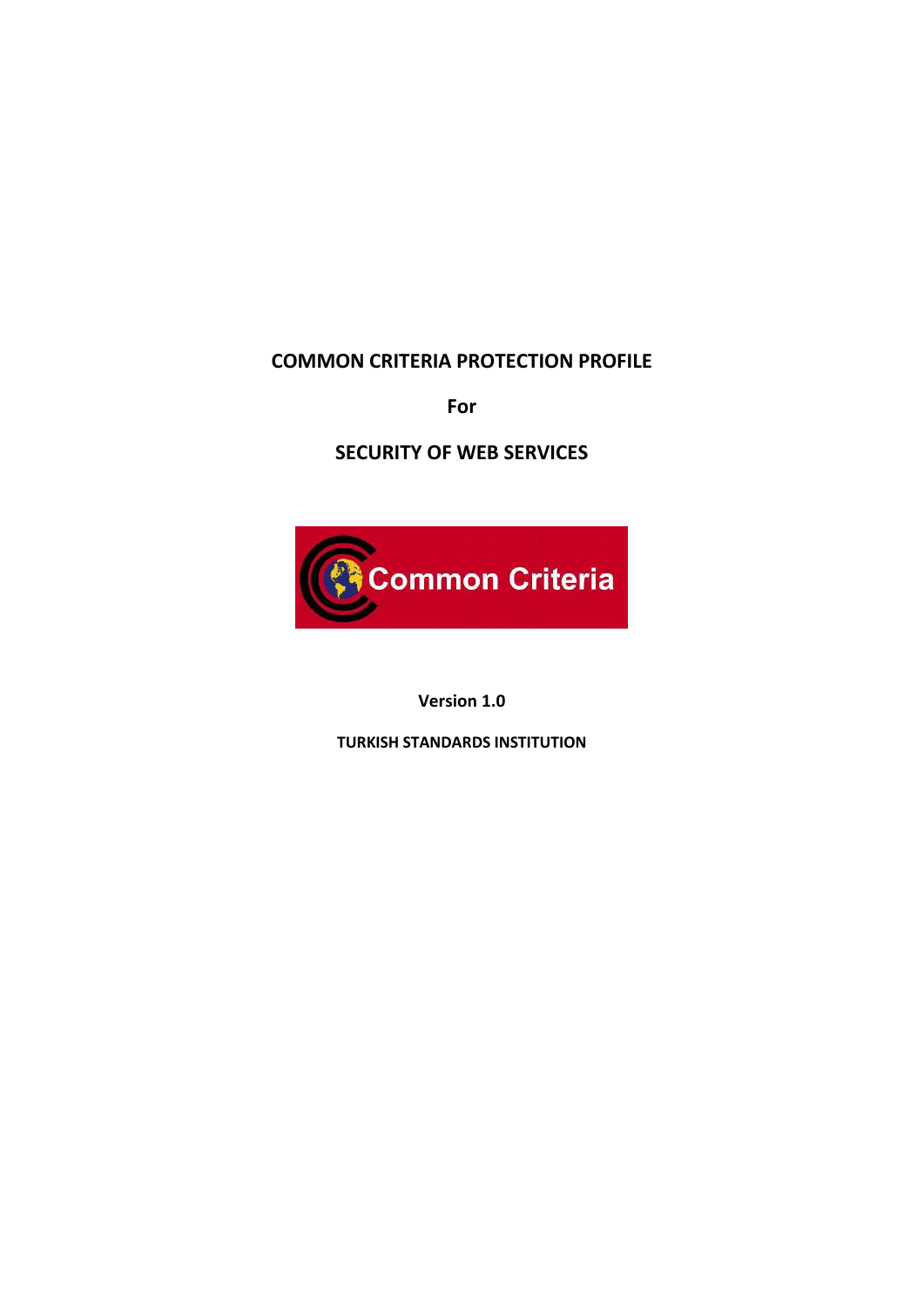# COMMON CRITERIA PROTECTION PROFILE

**For**

# SECURITY OF WEB SERVICES

**Version 1.0**

**TURKISH STANDARDS INSTITUTION**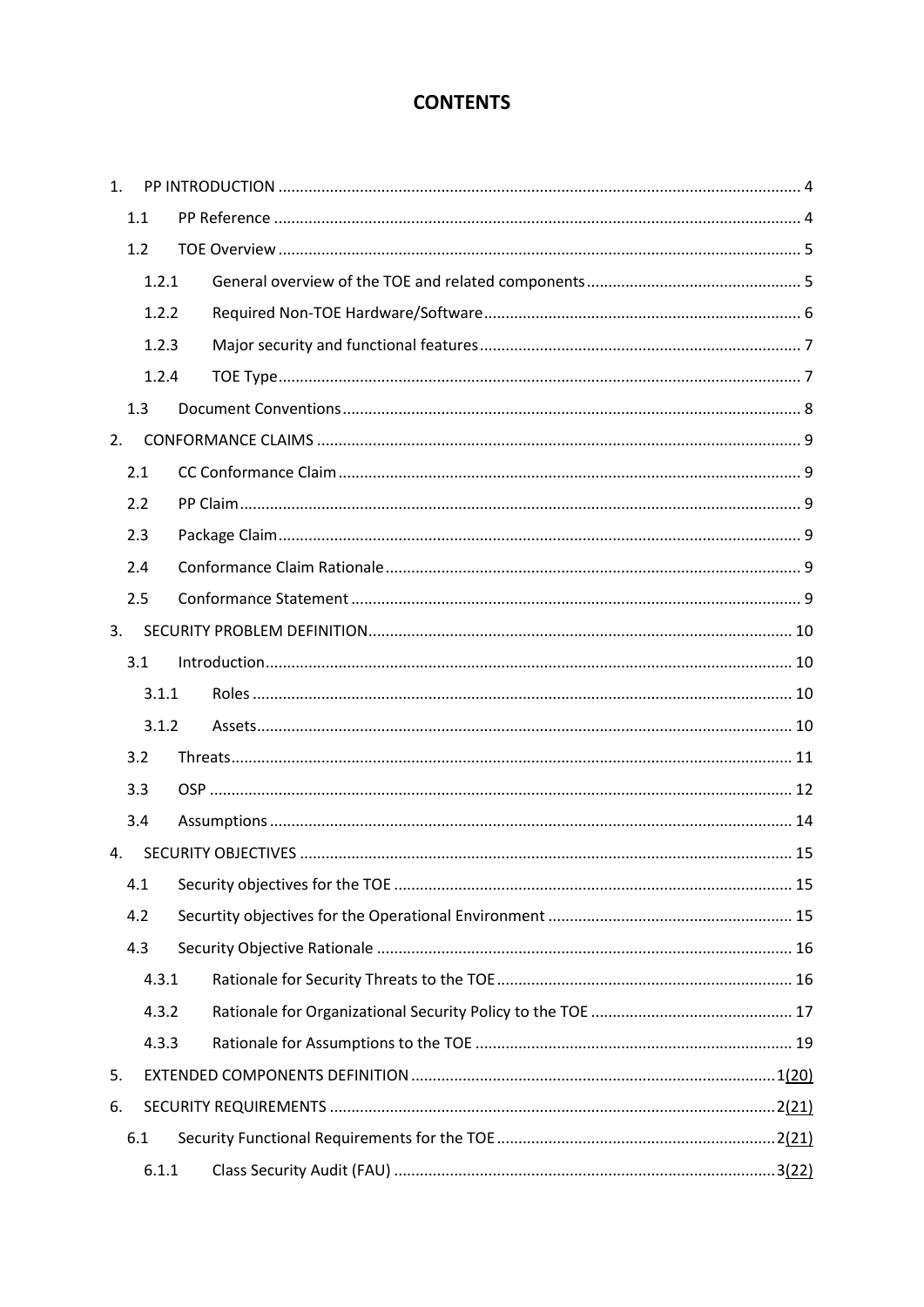# CONTENTS

1. PP INTRODUCTION ........................................................................................................ 4
   - 1.1 PP Reference ......................................................................................................... 4
   - 1.2 TOE Overview ........................................................................................................ 5
     - 1.2.1 General overview of the TOE and related components ................................................. 5
     - 1.2.2 Required Non-TOE Hardware/Software ......................................................................... 6
     - 1.2.3 Major security and functional features .......................................................................... 7
     - 1.2.4 TOE Type ........................................................................................................ 7
   - 1.3 Document Conventions .......................................................................................... 8
2. CONFORMANCE CLAIMS ............................................................................................... 9
   - 2.1 CC Conformance Claim .......................................................................................... 9
   - 2.2 PP Claim ................................................................................................................ 9
   - 2.3 Package Claim ........................................................................................................ 9
   - 2.4 Conformance Claim Rationale ................................................................................ 9
   - 2.5 Conformance Statement ....................................................................................... 9
3. SECURITY PROBLEM DEFINITION .................................................................................. 10
   - 3.1 Introduction ......................................................................................................... 10
     - 3.1.1 Roles ............................................................................................................ 10
     - 3.1.2 Assets ........................................................................................................... 10
   - 3.2 Threats ................................................................................................................. 11
   - 3.3 OSP ...................................................................................................................... 12
   - 3.4 Assumptions ........................................................................................................ 14
4. SECURITY OBJECTIVES ................................................................................................. 15
   - 4.1 Security objectives for the TOE ............................................................................ 15
   - 4.2 Securtity objectives for the Operational Environment ......................................... 15
   - 4.3 Security Objective Rationale ................................................................................ 16
     - 4.3.1 Rationale for Security Threats to the TOE .................................................................... 16
     - 4.3.2 Rationale for Organizational Security Policy to the TOE .............................................. 17
     - 4.3.3 Rationale for Assumptions to the TOE ......................................................................... 19
5. EXTENDED COMPONENTS DEFINITION ....................................................................... 1(20)
6. SECURITY REQUIREMENTS ........................................................................................ 2(21)
   - 6.1 Security Functional Requirements for the TOE ................................................... 2(21)
     - 6.1.1 Class Security Audit (FAU) ........................................................................................ 3(22)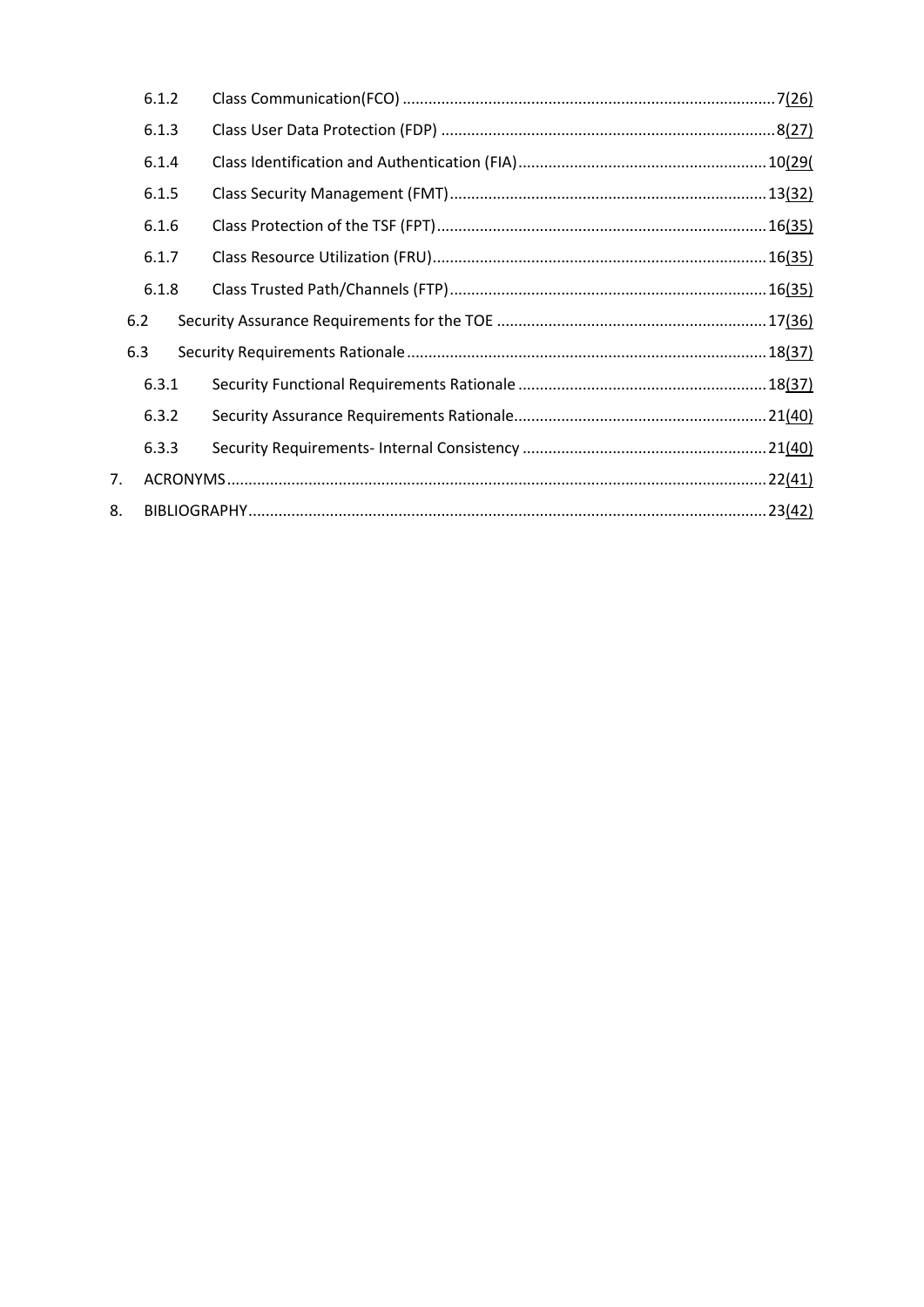6.1.2 Class Communication(FCO) ....................................................................................... 7(26)

6.1.3 Class User Data Protection (FDP) ............................................................................. 8(27)

6.1.4 Class Identification and Authentication (FIA) .......................................................... 10(29(

6.1.5 Class Security Management (FMT) ......................................................................... 13(32)

6.1.6 Class Protection of the TSF (FPT) ............................................................................ 16(35)

6.1.7 Class Resource Utilization (FRU) ............................................................................. 16(35)

6.1.8 Class Trusted Path/Channels (FTP) ......................................................................... 16(35)

6.2 Security Assurance Requirements for the TOE .............................................................. 17(36)

6.3 Security Requirements Rationale ................................................................................... 18(37)

6.3.1 Security Functional Requirements Rationale .......................................................... 18(37)

6.3.2 Security Assurance Requirements Rationale ........................................................... 21(40)

6.3.3 Security Requirements- Internal Consistency ......................................................... 21(40)

7. ACRONYMS ............................................................................................................................ 22(41)

8. BIBLIOGRAPHY ....................................................................................................................... 23(42)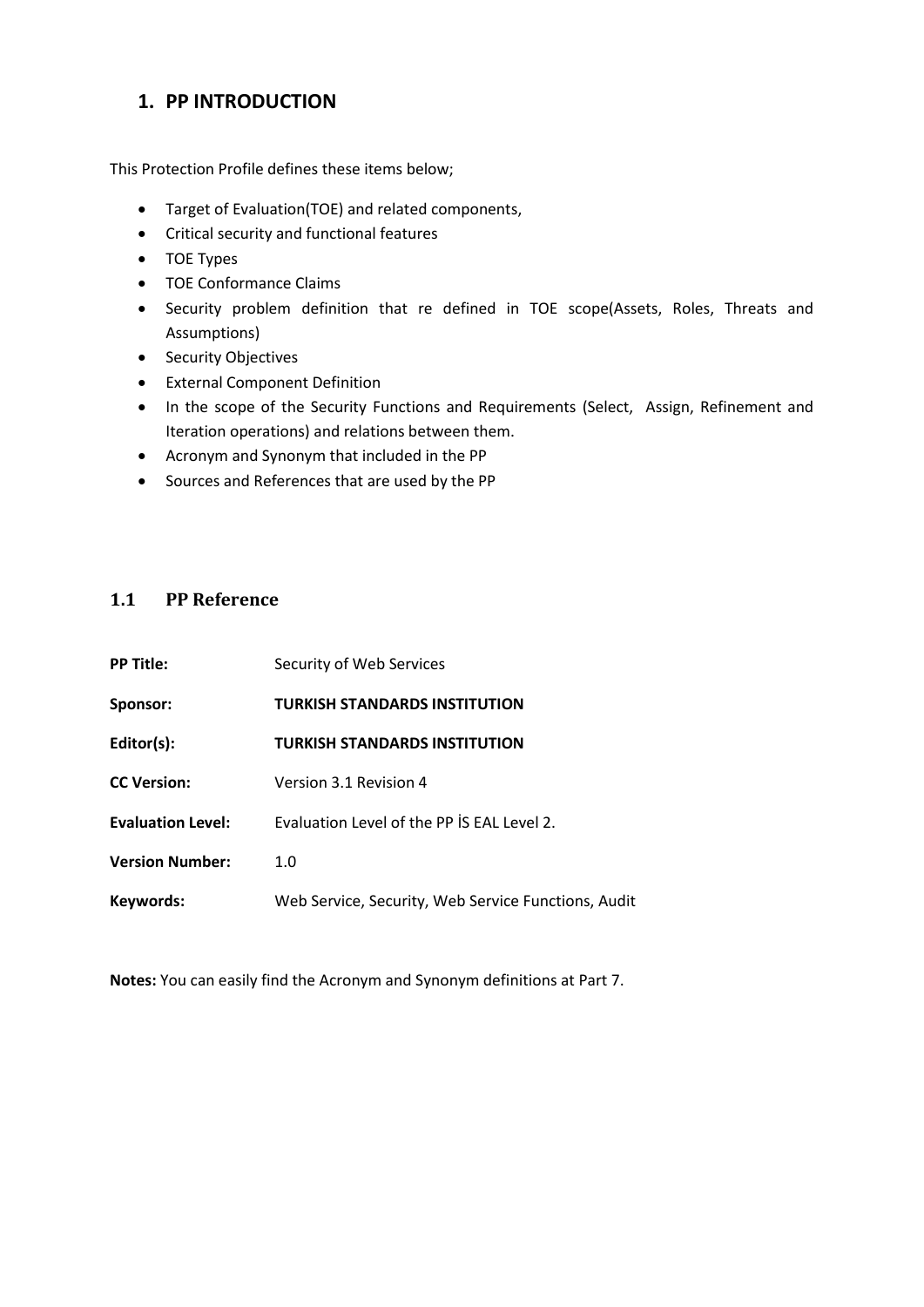# 1. PP INTRODUCTION

This Protection Profile defines these items below;

- Target of Evaluation(TOE) and related components,
- Critical security and functional features
- TOE Types
- TOE Conformance Claims
- Security problem definition that re defined in TOE scope(Assets, Roles, Threats and Assumptions)
- Security Objectives
- External Component Definition
- In the scope of the Security Functions and Requirements (Select, Assign, Refinement and Iteration operations) and relations between them.
- Acronym and Synonym that included in the PP
- Sources and References that are used by the PP

## 1.1 PP Reference

| | |
|---|---|
| **PP Title:** | Security of Web Services |
| **Sponsor:** | **TURKISH STANDARDS INSTITUTION** |
| **Editor(s):** | **TURKISH STANDARDS INSTITUTION** |
| **CC Version:** | Version 3.1 Revision 4 |
| **Evaluation Level:** | Evaluation Level of the PP İS EAL Level 2. |
| **Version Number:** | 1.0 |
| **Keywords:** | Web Service, Security, Web Service Functions, Audit |

**Notes:** You can easily find the Acronym and Synonym definitions at Part 7.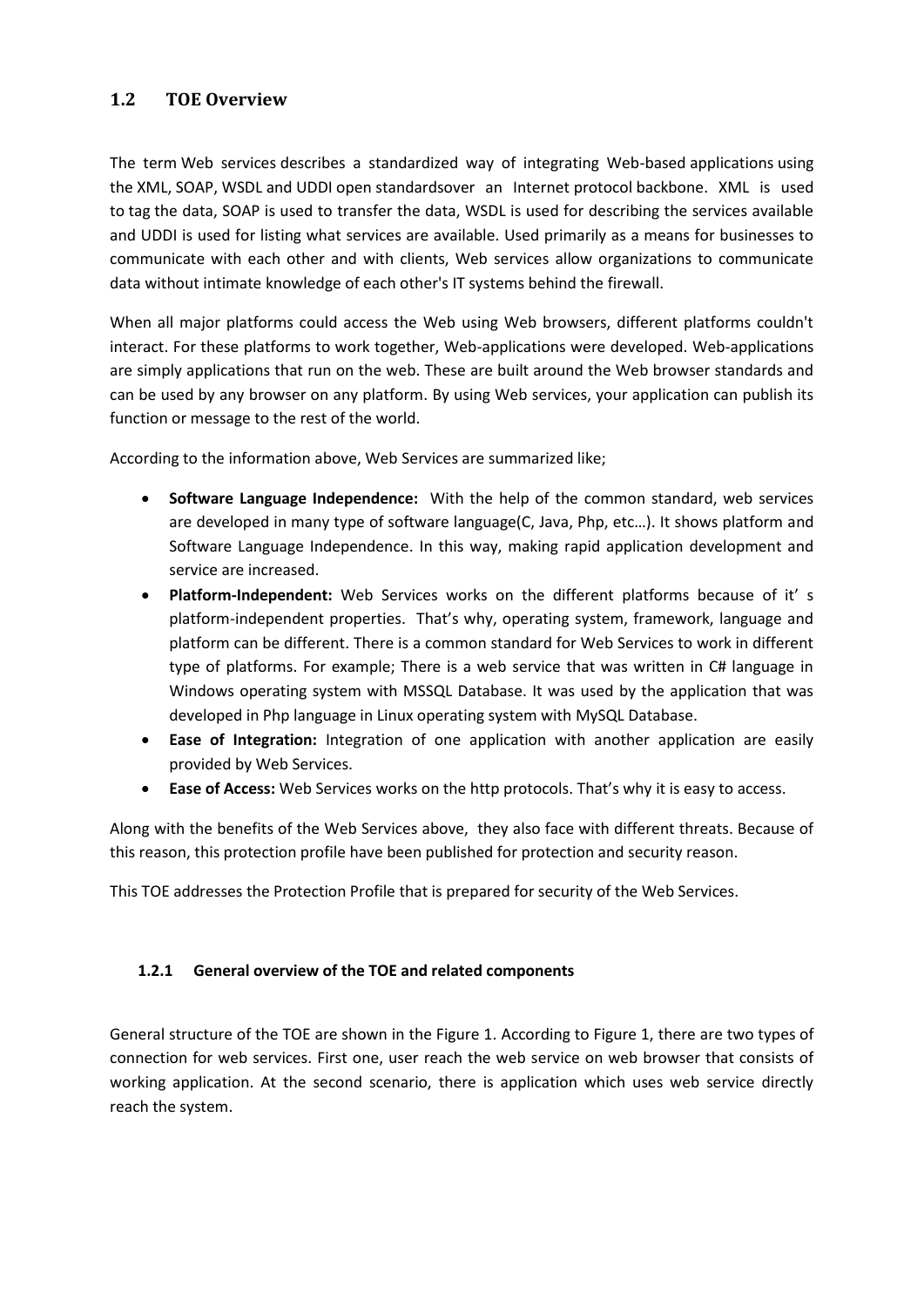## 1.2 TOE Overview

The term Web services describes a standardized way of integrating Web-based applications using the XML, SOAP, WSDL and UDDI open standardsover an Internet protocol backbone. XML is used to tag the data, SOAP is used to transfer the data, WSDL is used for describing the services available and UDDI is used for listing what services are available. Used primarily as a means for businesses to communicate with each other and with clients, Web services allow organizations to communicate data without intimate knowledge of each other's IT systems behind the firewall.

When all major platforms could access the Web using Web browsers, different platforms couldn't interact. For these platforms to work together, Web-applications were developed. Web-applications are simply applications that run on the web. These are built around the Web browser standards and can be used by any browser on any platform. By using Web services, your application can publish its function or message to the rest of the world.

According to the information above, Web Services are summarized like;

- **Software Language Independence:** With the help of the common standard, web services are developed in many type of software language(C, Java, Php, etc…). It shows platform and Software Language Independence. In this way, making rapid application development and service are increased.
- **Platform-Independent:** Web Services works on the different platforms because of it' s platform-independent properties. That's why, operating system, framework, language and platform can be different. There is a common standard for Web Services to work in different type of platforms. For example; There is a web service that was written in C# language in Windows operating system with MSSQL Database. It was used by the application that was developed in Php language in Linux operating system with MySQL Database.
- **Ease of Integration:** Integration of one application with another application are easily provided by Web Services.
- **Ease of Access:** Web Services works on the http protocols. That's why it is easy to access.

Along with the benefits of the Web Services above, they also face with different threats. Because of this reason, this protection profile have been published for protection and security reason.

This TOE addresses the Protection Profile that is prepared for security of the Web Services.

### 1.2.1 General overview of the TOE and related components

General structure of the TOE are shown in the Figure 1. According to Figure 1, there are two types of connection for web services. First one, user reach the web service on web browser that consists of working application. At the second scenario, there is application which uses web service directly reach the system.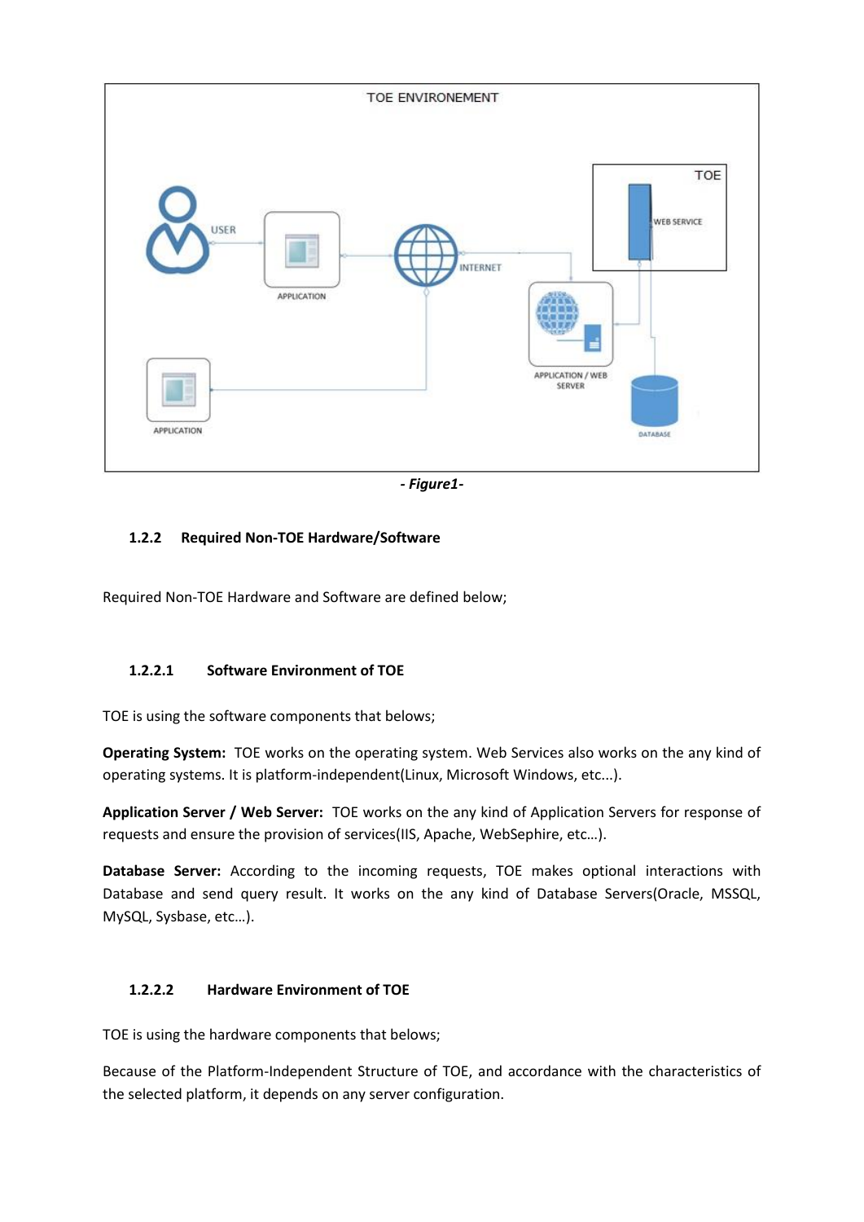- *Figure1*-

### 1.2.2 Required Non-TOE Hardware/Software

Required Non-TOE Hardware and Software are defined below;

#### 1.2.2.1 Software Environment of TOE

TOE is using the software components that belows;

**Operating System:** TOE works on the operating system. Web Services also works on the any kind of operating systems. It is platform-independent(Linux, Microsoft Windows, etc...).

**Application Server / Web Server:** TOE works on the any kind of Application Servers for response of requests and ensure the provision of services(IIS, Apache, WebSephire, etc…).

**Database Server:** According to the incoming requests, TOE makes optional interactions with Database and send query result. It works on the any kind of Database Servers(Oracle, MSSQL, MySQL, Sysbase, etc…).

#### 1.2.2.2 Hardware Environment of TOE

TOE is using the hardware components that belows;

Because of the Platform-Independent Structure of TOE, and accordance with the characteristics of the selected platform, it depends on any server configuration.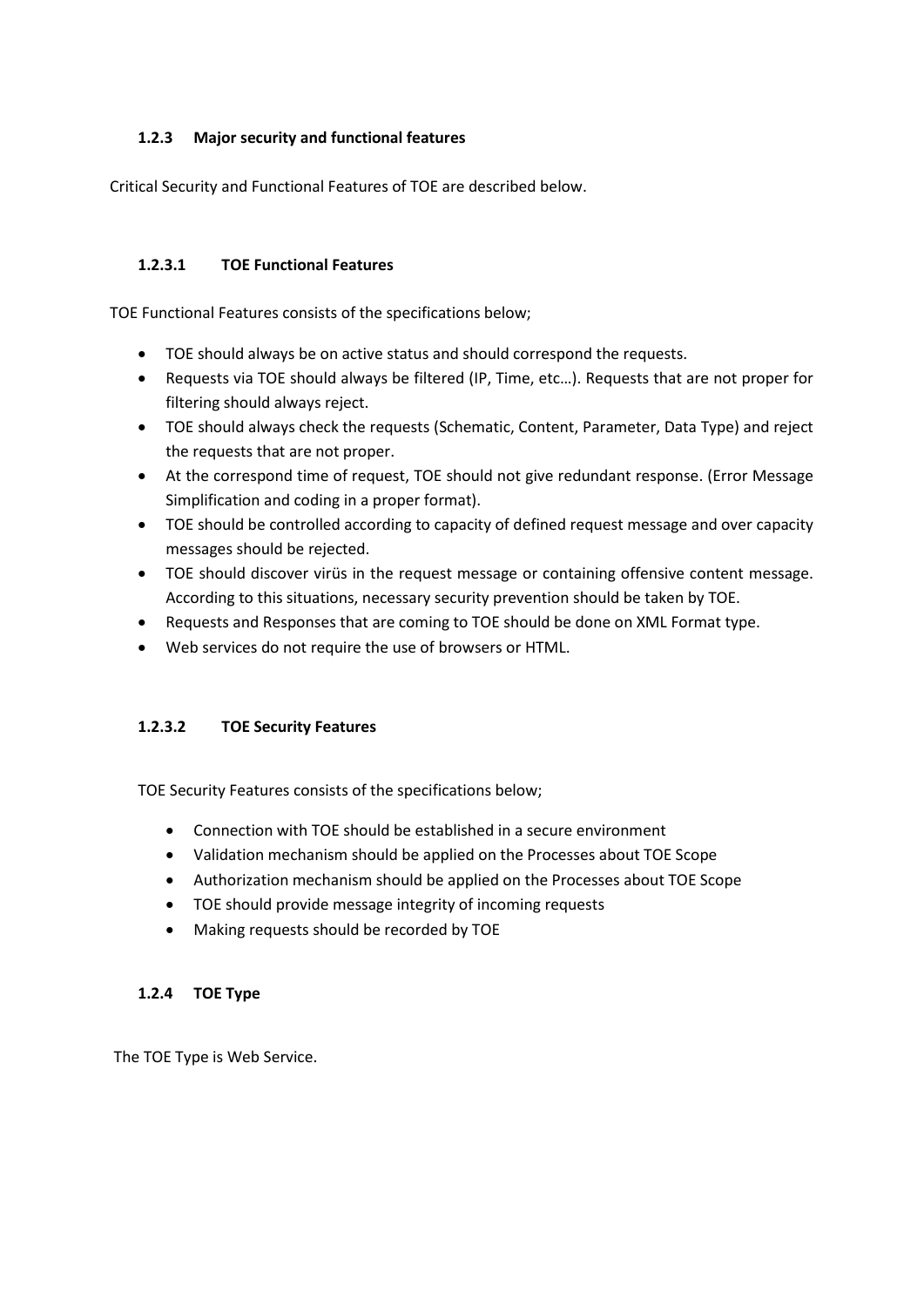### 1.2.3 Major security and functional features

Critical Security and Functional Features of TOE are described below.

#### 1.2.3.1 TOE Functional Features

TOE Functional Features consists of the specifications below;

- TOE should always be on active status and should correspond the requests.
- Requests via TOE should always be filtered (IP, Time, etc…). Requests that are not proper for filtering should always reject.
- TOE should always check the requests (Schematic, Content, Parameter, Data Type) and reject the requests that are not proper.
- At the correspond time of request, TOE should not give redundant response. (Error Message Simplification and coding in a proper format).
- TOE should be controlled according to capacity of defined request message and over capacity messages should be rejected.
- TOE should discover virüs in the request message or containing offensive content message. According to this situations, necessary security prevention should be taken by TOE.
- Requests and Responses that are coming to TOE should be done on XML Format type.
- Web services do not require the use of browsers or HTML.

#### 1.2.3.2 TOE Security Features

TOE Security Features consists of the specifications below;

- Connection with TOE should be established in a secure environment
- Validation mechanism should be applied on the Processes about TOE Scope
- Authorization mechanism should be applied on the Processes about TOE Scope
- TOE should provide message integrity of incoming requests
- Making requests should be recorded by TOE

### 1.2.4 TOE Type

The TOE Type is Web Service.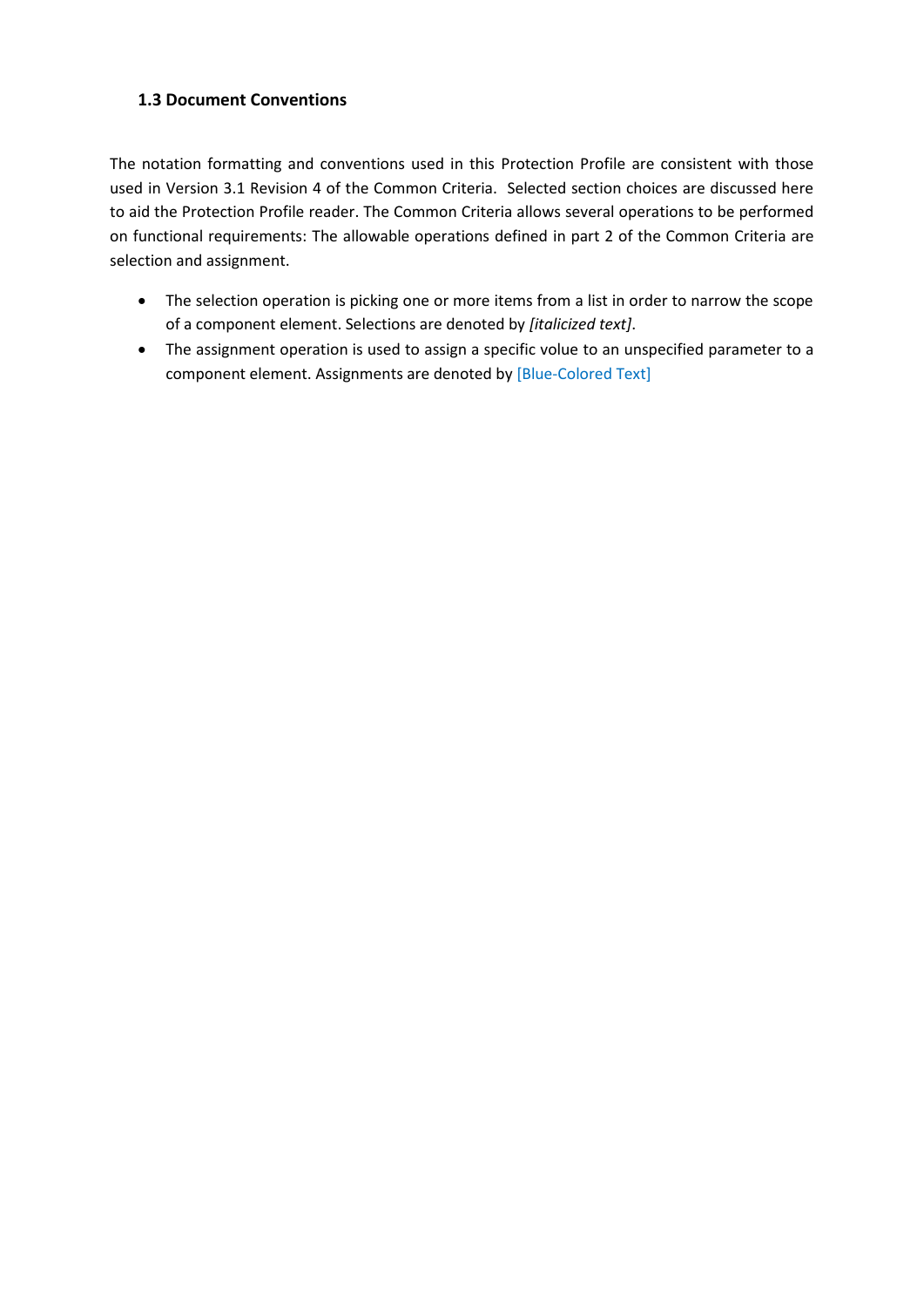### 1.3 Document Conventions

The notation formatting and conventions used in this Protection Profile are consistent with those used in Version 3.1 Revision 4 of the Common Criteria. Selected section choices are discussed here to aid the Protection Profile reader. The Common Criteria allows several operations to be performed on functional requirements: The allowable operations defined in part 2 of the Common Criteria are selection and assignment.

- The selection operation is picking one or more items from a list in order to narrow the scope of a component element. Selections are denoted by *[italicized text]*.
- The assignment operation is used to assign a specific volue to an unspecified parameter to a component element. Assignments are denoted by [Blue-Colored Text]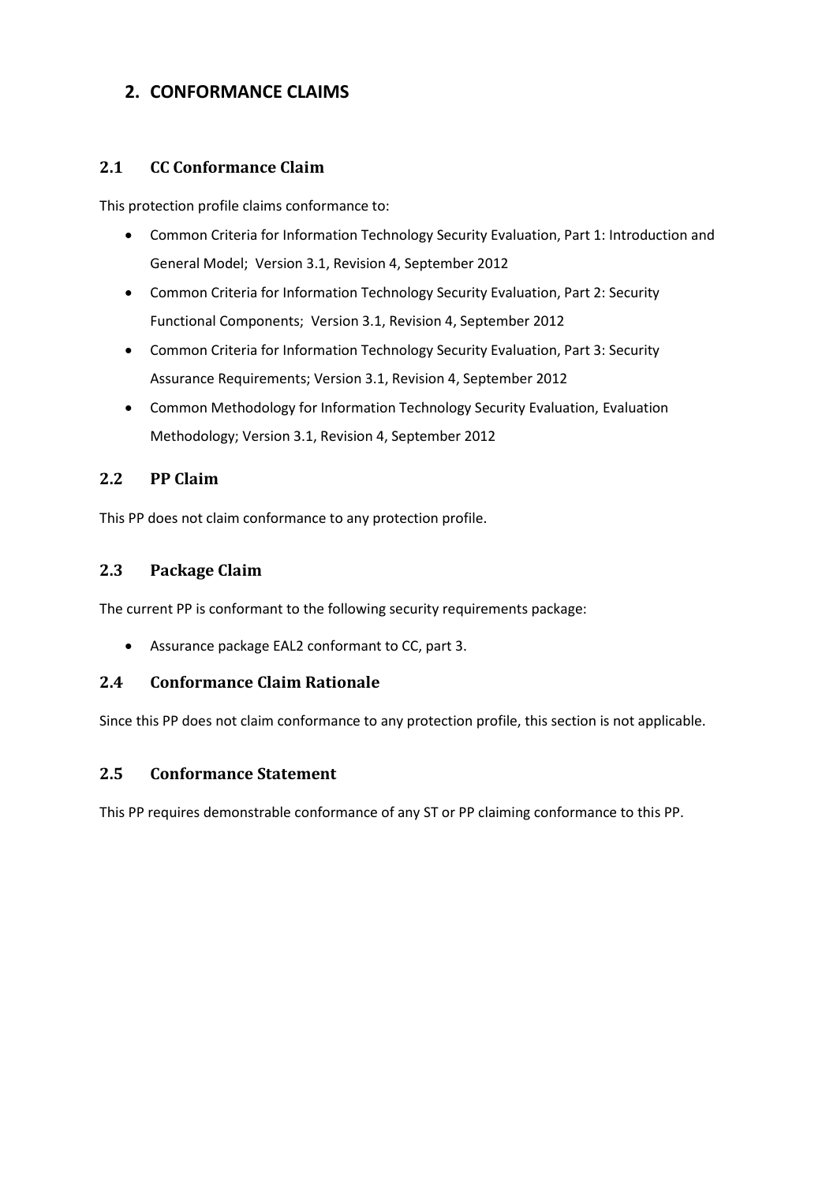# 2. CONFORMANCE CLAIMS

## 2.1 CC Conformance Claim

This protection profile claims conformance to:

- Common Criteria for Information Technology Security Evaluation, Part 1: Introduction and General Model; Version 3.1, Revision 4, September 2012
- Common Criteria for Information Technology Security Evaluation, Part 2: Security Functional Components; Version 3.1, Revision 4, September 2012
- Common Criteria for Information Technology Security Evaluation, Part 3: Security Assurance Requirements; Version 3.1, Revision 4, September 2012
- Common Methodology for Information Technology Security Evaluation, Evaluation Methodology; Version 3.1, Revision 4, September 2012

## 2.2 PP Claim

This PP does not claim conformance to any protection profile.

## 2.3 Package Claim

The current PP is conformant to the following security requirements package:

- Assurance package EAL2 conformant to CC, part 3.

## 2.4 Conformance Claim Rationale

Since this PP does not claim conformance to any protection profile, this section is not applicable.

## 2.5 Conformance Statement

This PP requires demonstrable conformance of any ST or PP claiming conformance to this PP.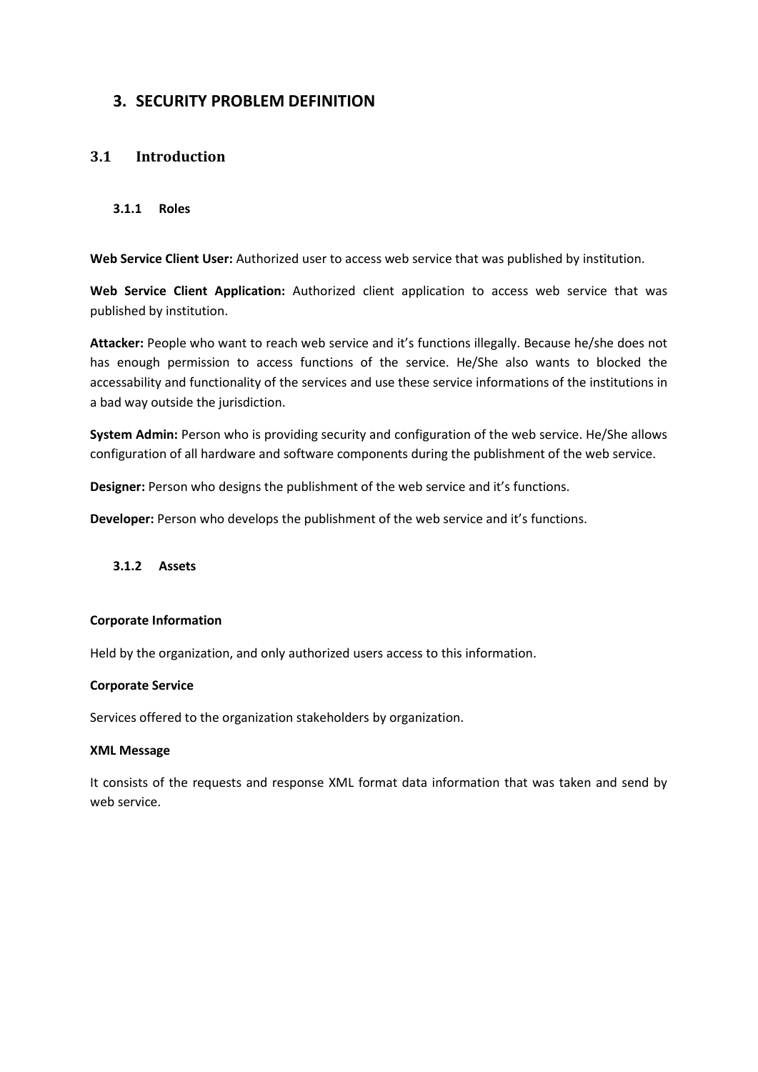# 3. SECURITY PROBLEM DEFINITION

## 3.1 Introduction

### 3.1.1 Roles

**Web Service Client User:** Authorized user to access web service that was published by institution.

**Web Service Client Application:** Authorized client application to access web service that was published by institution.

**Attacker:** People who want to reach web service and it's functions illegally. Because he/she does not has enough permission to access functions of the service. He/She also wants to blocked the accessability and functionality of the services and use these service informations of the institutions in a bad way outside the jurisdiction.

**System Admin:** Person who is providing security and configuration of the web service. He/She allows configuration of all hardware and software components during the publishment of the web service.

**Designer:** Person who designs the publishment of the web service and it's functions.

**Developer:** Person who develops the publishment of the web service and it's functions.

### 3.1.2 Assets

**Corporate Information**

Held by the organization, and only authorized users access to this information.

**Corporate Service**

Services offered to the organization stakeholders by organization.

**XML Message**

It consists of the requests and response XML format data information that was taken and send by web service.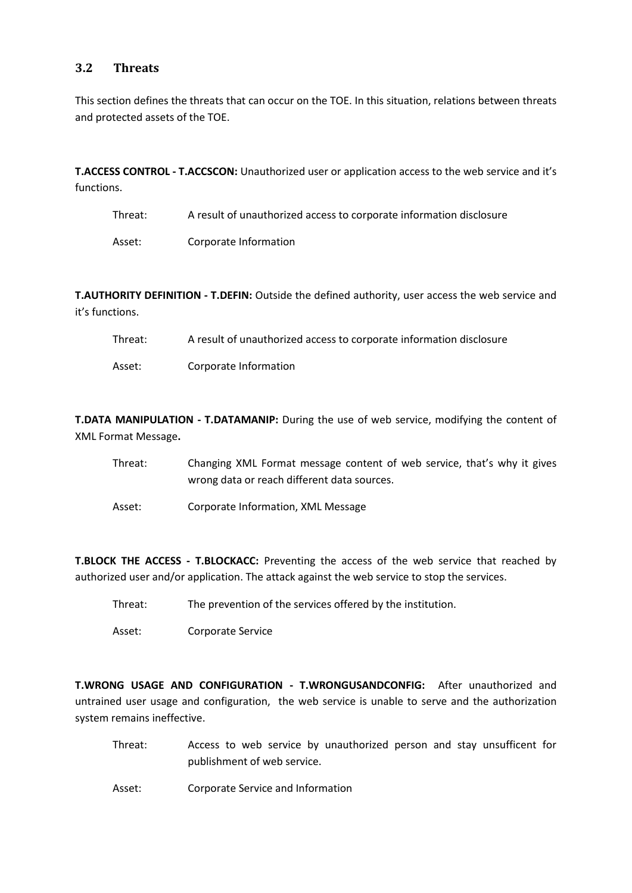## 3.2 Threats

This section defines the threats that can occur on the TOE. In this situation, relations between threats and protected assets of the TOE.

**T.ACCESS CONTROL - T.ACCSCON:** Unauthorized user or application access to the web service and it's functions.

Threat: A result of unauthorized access to corporate information disclosure

Asset: Corporate Information

**T.AUTHORITY DEFINITION - T.DEFIN:** Outside the defined authority, user access the web service and it's functions.

Threat: A result of unauthorized access to corporate information disclosure

Asset: Corporate Information

**T.DATA MANIPULATION - T.DATAMANIP:** During the use of web service, modifying the content of XML Format Message**.**

Threat: Changing XML Format message content of web service, that's why it gives wrong data or reach different data sources.

Asset: Corporate Information, XML Message

**T.BLOCK THE ACCESS - T.BLOCKACC:** Preventing the access of the web service that reached by authorized user and/or application. The attack against the web service to stop the services.

Threat: The prevention of the services offered by the institution.

Asset: Corporate Service

**T.WRONG USAGE AND CONFIGURATION - T.WRONGUSANDCONFIG:** After unauthorized and untrained user usage and configuration, the web service is unable to serve and the authorization system remains ineffective.

Threat: Access to web service by unauthorized person and stay unsufficent for publishment of web service.

Asset: Corporate Service and Information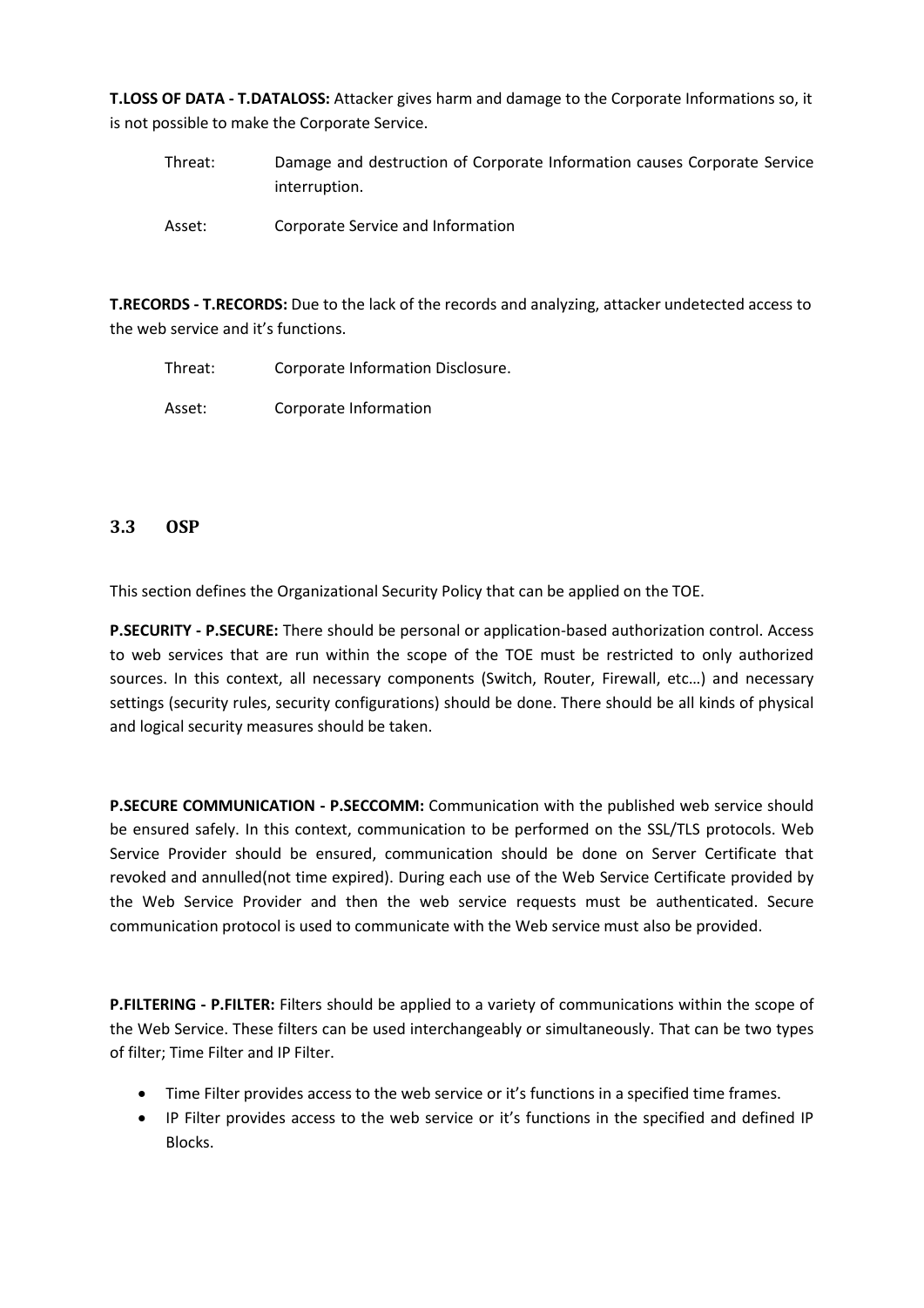**T.LOSS OF DATA - T.DATALOSS:** Attacker gives harm and damage to the Corporate Informations so, it is not possible to make the Corporate Service.

Threat: Damage and destruction of Corporate Information causes Corporate Service interruption.

Asset: Corporate Service and Information

**T.RECORDS - T.RECORDS:** Due to the lack of the records and analyzing, attacker undetected access to the web service and it's functions.

Threat: Corporate Information Disclosure.

Asset: Corporate Information

## 3.3 OSP

This section defines the Organizational Security Policy that can be applied on the TOE.

**P.SECURITY - P.SECURE:** There should be personal or application-based authorization control. Access to web services that are run within the scope of the TOE must be restricted to only authorized sources. In this context, all necessary components (Switch, Router, Firewall, etc…) and necessary settings (security rules, security configurations) should be done. There should be all kinds of physical and logical security measures should be taken.

**P.SECURE COMMUNICATION - P.SECCOMM:** Communication with the published web service should be ensured safely. In this context, communication to be performed on the SSL/TLS protocols. Web Service Provider should be ensured, communication should be done on Server Certificate that revoked and annulled(not time expired). During each use of the Web Service Certificate provided by the Web Service Provider and then the web service requests must be authenticated. Secure communication protocol is used to communicate with the Web service must also be provided.

**P.FILTERING - P.FILTER:** Filters should be applied to a variety of communications within the scope of the Web Service. These filters can be used interchangeably or simultaneously. That can be two types of filter; Time Filter and IP Filter.

- Time Filter provides access to the web service or it's functions in a specified time frames.
- IP Filter provides access to the web service or it's functions in the specified and defined IP Blocks.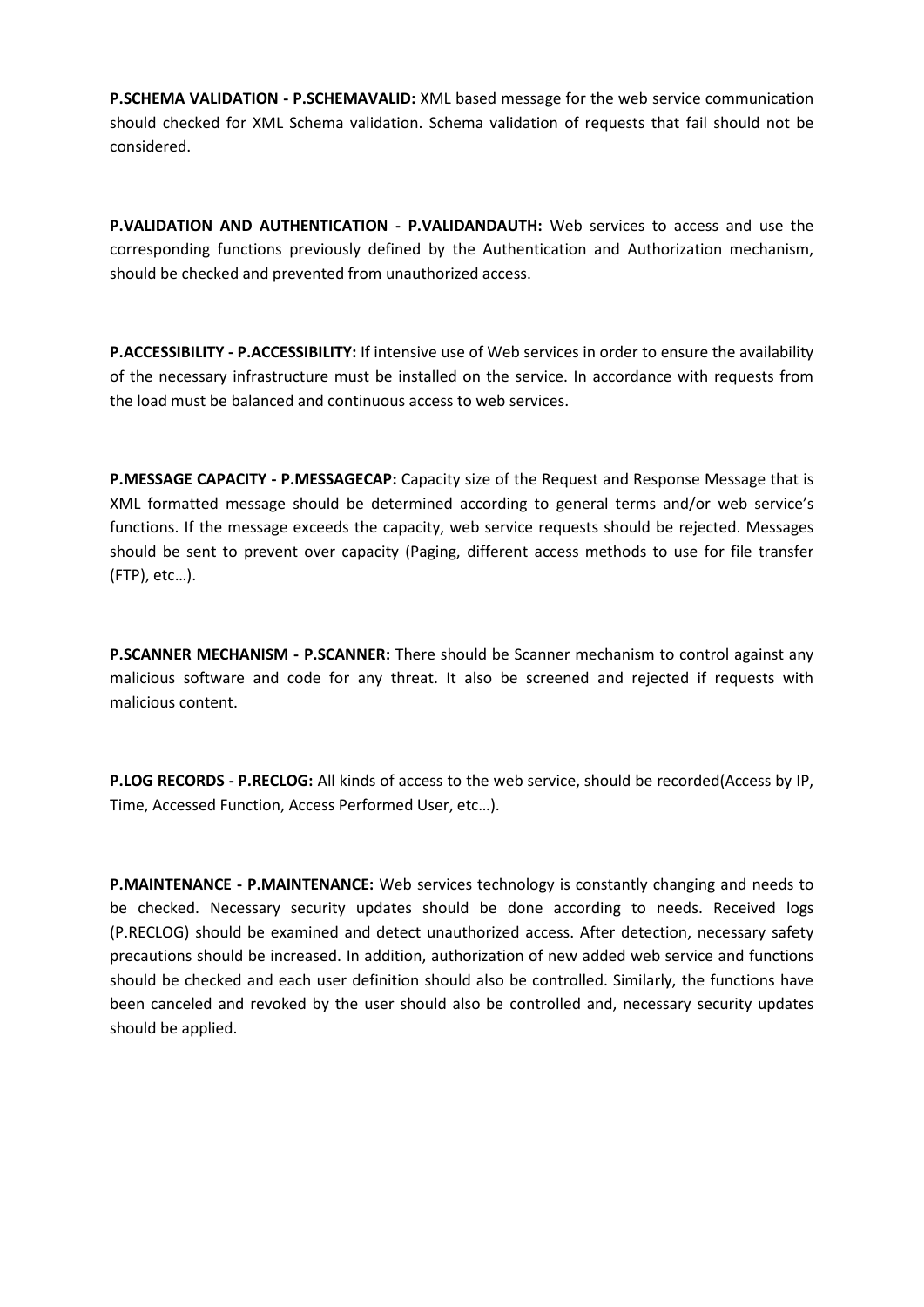**P.SCHEMA VALIDATION - P.SCHEMAVALID:** XML based message for the web service communication should checked for XML Schema validation. Schema validation of requests that fail should not be considered.

**P.VALIDATION AND AUTHENTICATION - P.VALIDANDAUTH:** Web services to access and use the corresponding functions previously defined by the Authentication and Authorization mechanism, should be checked and prevented from unauthorized access.

**P.ACCESSIBILITY - P.ACCESSIBILITY:** If intensive use of Web services in order to ensure the availability of the necessary infrastructure must be installed on the service. In accordance with requests from the load must be balanced and continuous access to web services.

**P.MESSAGE CAPACITY - P.MESSAGECAP:** Capacity size of the Request and Response Message that is XML formatted message should be determined according to general terms and/or web service's functions. If the message exceeds the capacity, web service requests should be rejected. Messages should be sent to prevent over capacity (Paging, different access methods to use for file transfer (FTP), etc…).

**P.SCANNER MECHANISM - P.SCANNER:** There should be Scanner mechanism to control against any malicious software and code for any threat. It also be screened and rejected if requests with malicious content.

**P.LOG RECORDS - P.RECLOG:** All kinds of access to the web service, should be recorded(Access by IP, Time, Accessed Function, Access Performed User, etc…).

**P.MAINTENANCE - P.MAINTENANCE:** Web services technology is constantly changing and needs to be checked. Necessary security updates should be done according to needs. Received logs (P.RECLOG) should be examined and detect unauthorized access. After detection, necessary safety precautions should be increased. In addition, authorization of new added web service and functions should be checked and each user definition should also be controlled. Similarly, the functions have been canceled and revoked by the user should also be controlled and, necessary security updates should be applied.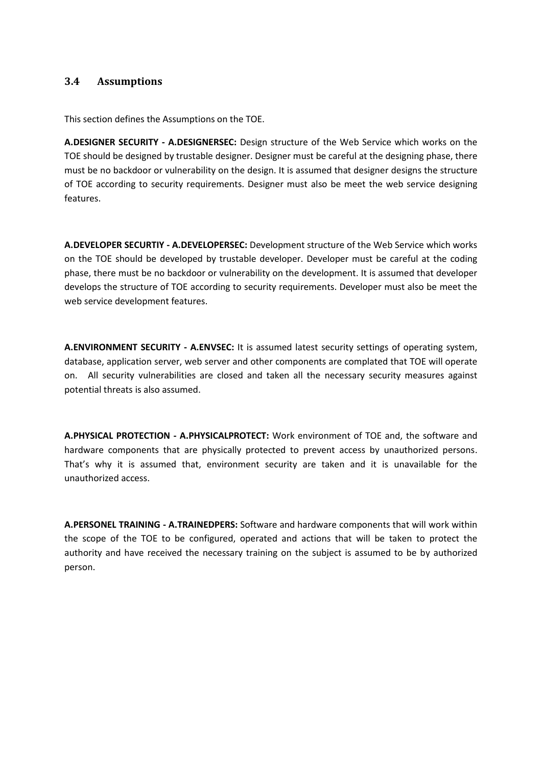## 3.4 Assumptions

This section defines the Assumptions on the TOE.

**A.DESIGNER SECURITY - A.DESIGNERSEC:** Design structure of the Web Service which works on the TOE should be designed by trustable designer. Designer must be careful at the designing phase, there must be no backdoor or vulnerability on the design. It is assumed that designer designs the structure of TOE according to security requirements. Designer must also be meet the web service designing features.

**A.DEVELOPER SECURTIY - A.DEVELOPERSEC:** Development structure of the Web Service which works on the TOE should be developed by trustable developer. Developer must be careful at the coding phase, there must be no backdoor or vulnerability on the development. It is assumed that developer develops the structure of TOE according to security requirements. Developer must also be meet the web service development features.

**A.ENVIRONMENT SECURITY - A.ENVSEC:** It is assumed latest security settings of operating system, database, application server, web server and other components are complated that TOE will operate on. All security vulnerabilities are closed and taken all the necessary security measures against potential threats is also assumed.

**A.PHYSICAL PROTECTION - A.PHYSICALPROTECT:** Work environment of TOE and, the software and hardware components that are physically protected to prevent access by unauthorized persons. That's why it is assumed that, environment security are taken and it is unavailable for the unauthorized access.

**A.PERSONEL TRAINING - A.TRAINEDPERS:** Software and hardware components that will work within the scope of the TOE to be configured, operated and actions that will be taken to protect the authority and have received the necessary training on the subject is assumed to be by authorized person.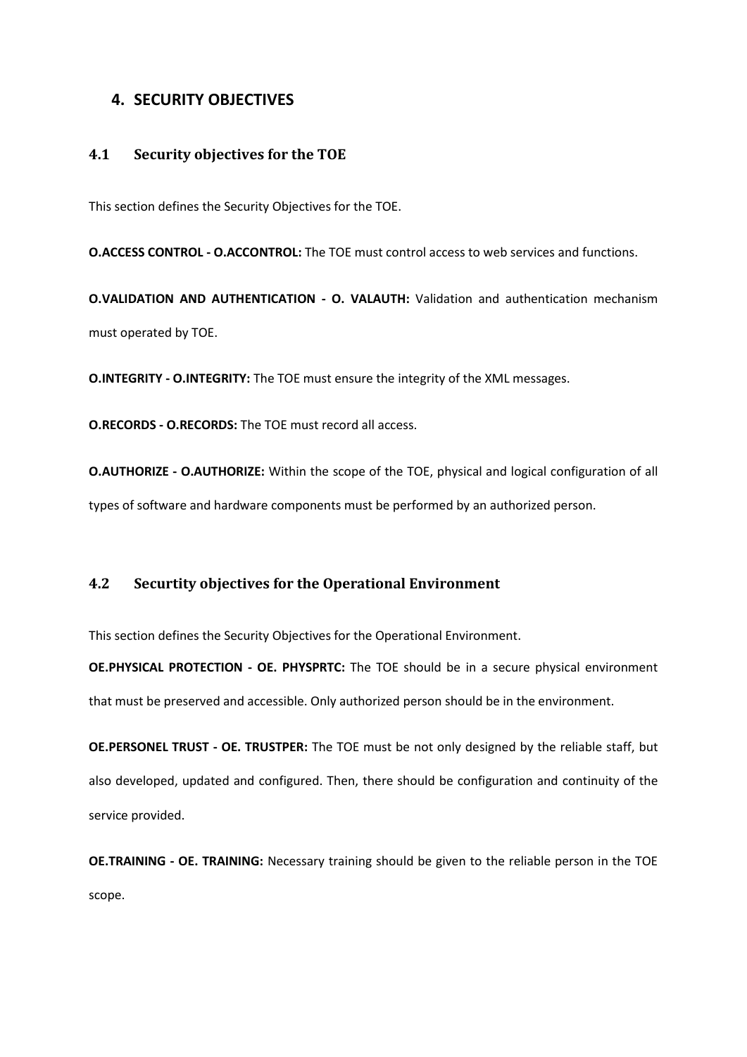## 4. SECURITY OBJECTIVES

### 4.1 Security objectives for the TOE

This section defines the Security Objectives for the TOE.

**O.ACCESS CONTROL - O.ACCONTROL:** The TOE must control access to web services and functions.

**O.VALIDATION AND AUTHENTICATION - O. VALAUTH:** Validation and authentication mechanism must operated by TOE.

**O.INTEGRITY - O.INTEGRITY:** The TOE must ensure the integrity of the XML messages.

**O.RECORDS - O.RECORDS:** The TOE must record all access.

**O.AUTHORIZE - O.AUTHORIZE:** Within the scope of the TOE, physical and logical configuration of all types of software and hardware components must be performed by an authorized person.

### 4.2 Securtity objectives for the Operational Environment

This section defines the Security Objectives for the Operational Environment.

**OE.PHYSICAL PROTECTION - OE. PHYSPRTC:** The TOE should be in a secure physical environment that must be preserved and accessible. Only authorized person should be in the environment.

**OE.PERSONEL TRUST - OE. TRUSTPER:** The TOE must be not only designed by the reliable staff, but also developed, updated and configured. Then, there should be configuration and continuity of the service provided.

**OE.TRAINING - OE. TRAINING:** Necessary training should be given to the reliable person in the TOE scope.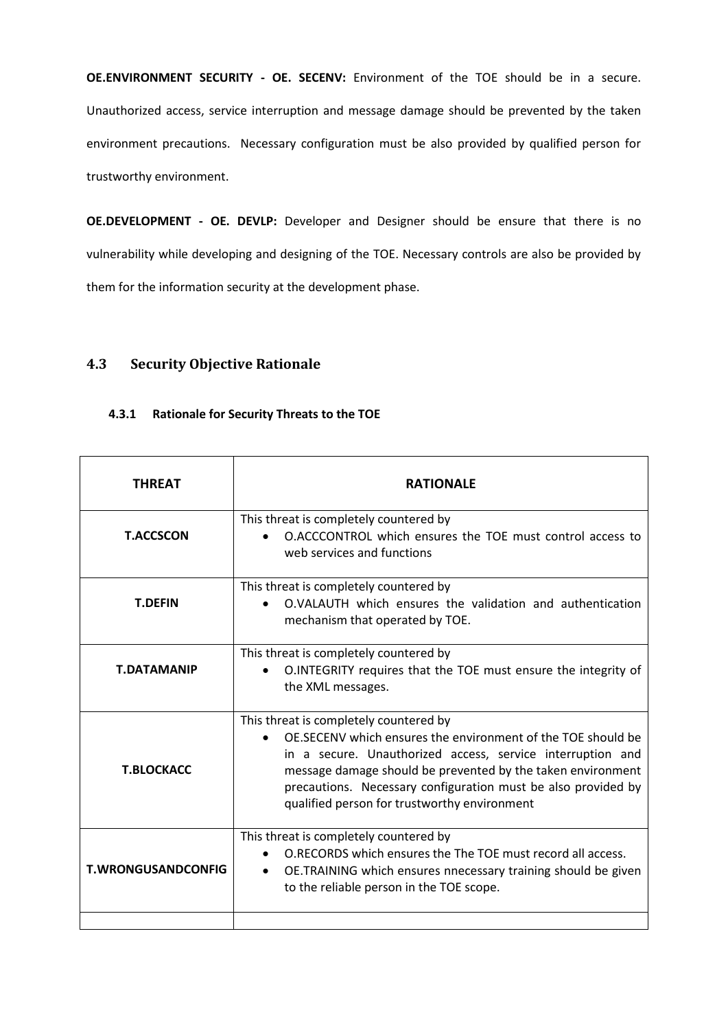**OE.ENVIRONMENT SECURITY - OE. SECENV:** Environment of the TOE should be in a secure. Unauthorized access, service interruption and message damage should be prevented by the taken environment precautions. Necessary configuration must be also provided by qualified person for trustworthy environment.

**OE.DEVELOPMENT - OE. DEVLP:** Developer and Designer should be ensure that there is no vulnerability while developing and designing of the TOE. Necessary controls are also be provided by them for the information security at the development phase.

## 4.3 Security Objective Rationale

### 4.3.1 Rationale for Security Threats to the TOE

| THREAT | RATIONALE |
| --- | --- |
| **T.ACCSCON** | This threat is completely countered by<br>• O.ACCCONTROL which ensures the TOE must control access to web services and functions |
| **T.DEFIN** | This threat is completely countered by<br>• O.VALAUTH which ensures the validation and authentication mechanism that operated by TOE. |
| **T.DATAMANIP** | This threat is completely countered by<br>• O.INTEGRITY requires that the TOE must ensure the integrity of the XML messages. |
| **T.BLOCKACC** | This threat is completely countered by<br>• OE.SECENV which ensures the environment of the TOE should be in a secure. Unauthorized access, service interruption and message damage should be prevented by the taken environment precautions. Necessary configuration must be also provided by qualified person for trustworthy environment |
| **T.WRONGUSANDCONFIG** | This threat is completely countered by<br>• O.RECORDS which ensures the The TOE must record all access.<br>• OE.TRAINING which ensures nnecessary training should be given to the reliable person in the TOE scope. |
| | |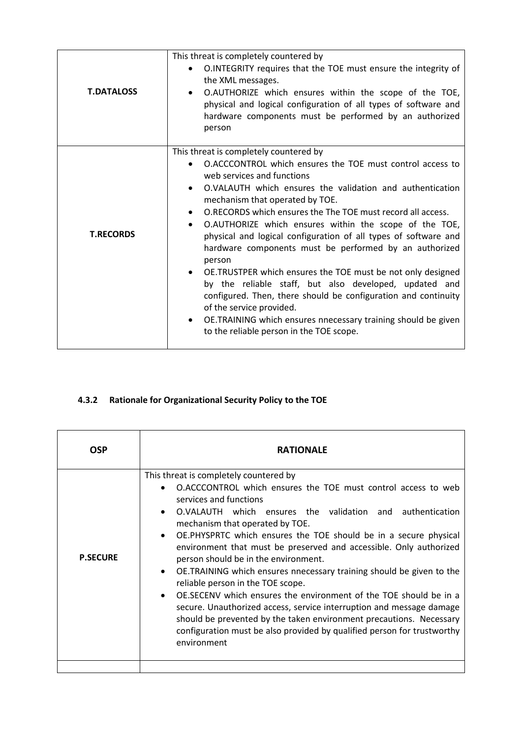| | |
|---|---|
| **T.DATALOSS** | This threat is completely countered by<br>• O.INTEGRITY requires that the TOE must ensure the integrity of the XML messages.<br>• O.AUTHORIZE which ensures within the scope of the TOE, physical and logical configuration of all types of software and hardware components must be performed by an authorized person |
| **T.RECORDS** | This threat is completely countered by<br>• O.ACCCONTROL which ensures the TOE must control access to web services and functions<br>• O.VALAUTH which ensures the validation and authentication mechanism that operated by TOE.<br>• O.RECORDS which ensures the The TOE must record all access.<br>• O.AUTHORIZE which ensures within the scope of the TOE, physical and logical configuration of all types of software and hardware components must be performed by an authorized person<br>• OE.TRUSTPER which ensures the TOE must be not only designed by the reliable staff, but also developed, updated and configured. Then, there should be configuration and continuity of the service provided.<br>• OE.TRAINING which ensures nnecessary training should be given to the reliable person in the TOE scope. |

### 4.3.2 Rationale for Organizational Security Policy to the TOE

| OSP | RATIONALE |
|---|---|
| **P.SECURE** | This threat is completely countered by<br>• O.ACCCONTROL which ensures the TOE must control access to web services and functions<br>• O.VALAUTH which ensures the validation and authentication mechanism that operated by TOE.<br>• OE.PHYSPRTC which ensures the TOE should be in a secure physical environment that must be preserved and accessible. Only authorized person should be in the environment.<br>• OE.TRAINING which ensures nnecessary training should be given to the reliable person in the TOE scope.<br>• OE.SECENV which ensures the environment of the TOE should be in a secure. Unauthorized access, service interruption and message damage should be prevented by the taken environment precautions. Necessary configuration must be also provided by qualified person for trustworthy environment |
| | |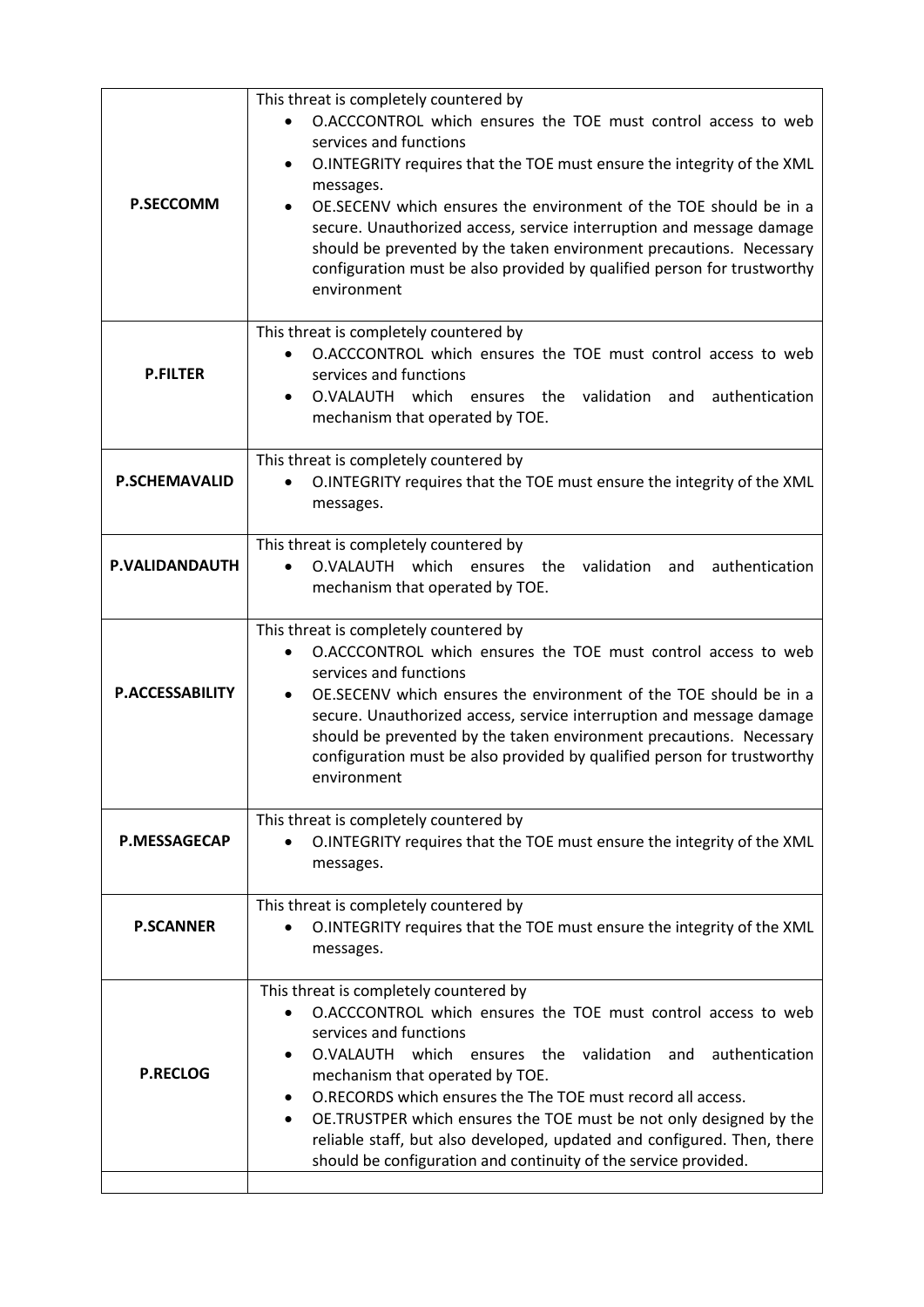| | |
|---|---|
| **P.SECCOMM** | This threat is completely countered by<br>• O.ACCCONTROL which ensures the TOE must control access to web services and functions<br>• O.INTEGRITY requires that the TOE must ensure the integrity of the XML messages.<br>• OE.SECENV which ensures the environment of the TOE should be in a secure. Unauthorized access, service interruption and message damage should be prevented by the taken environment precautions. Necessary configuration must be also provided by qualified person for trustworthy environment |
| **P.FILTER** | This threat is completely countered by<br>• O.ACCCONTROL which ensures the TOE must control access to web services and functions<br>• O.VALAUTH which ensures the validation and authentication mechanism that operated by TOE. |
| **P.SCHEMAVALID** | This threat is completely countered by<br>• O.INTEGRITY requires that the TOE must ensure the integrity of the XML messages. |
| **P.VALIDANDAUTH** | This threat is completely countered by<br>• O.VALAUTH which ensures the validation and authentication mechanism that operated by TOE. |
| **P.ACCESSABILITY** | This threat is completely countered by<br>• O.ACCCONTROL which ensures the TOE must control access to web services and functions<br>• OE.SECENV which ensures the environment of the TOE should be in a secure. Unauthorized access, service interruption and message damage should be prevented by the taken environment precautions. Necessary configuration must be also provided by qualified person for trustworthy environment |
| **P.MESSAGECAP** | This threat is completely countered by<br>• O.INTEGRITY requires that the TOE must ensure the integrity of the XML messages. |
| **P.SCANNER** | This threat is completely countered by<br>• O.INTEGRITY requires that the TOE must ensure the integrity of the XML messages. |
| **P.RECLOG** | This threat is completely countered by<br>• O.ACCCONTROL which ensures the TOE must control access to web services and functions<br>• O.VALAUTH which ensures the validation and authentication mechanism that operated by TOE.<br>• O.RECORDS which ensures the The TOE must record all access.<br>• OE.TRUSTPER which ensures the TOE must be not only designed by the reliable staff, but also developed, updated and configured. Then, there should be configuration and continuity of the service provided. |
| | |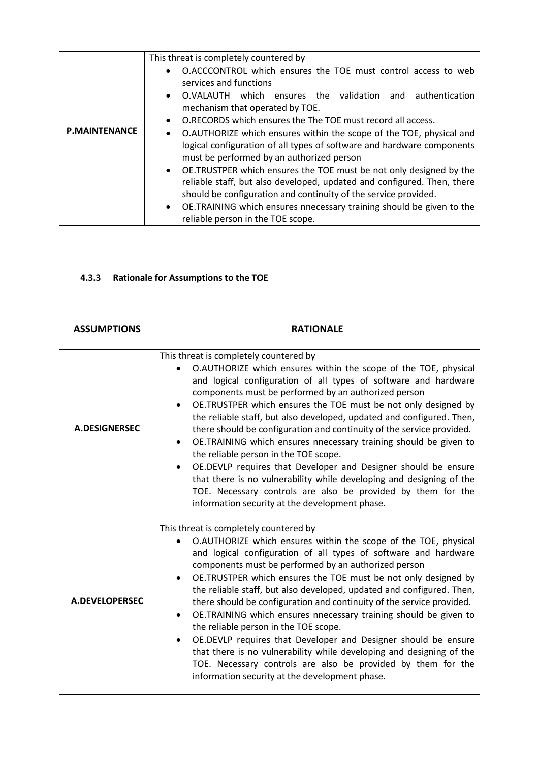| | |
|---|---|
| **P.MAINTENANCE** | This threat is completely countered by<br>• O.ACCCONTROL which ensures the TOE must control access to web services and functions<br>• O.VALAUTH which ensures the validation and authentication mechanism that operated by TOE.<br>• O.RECORDS which ensures the The TOE must record all access.<br>• O.AUTHORIZE which ensures within the scope of the TOE, physical and logical configuration of all types of software and hardware components must be performed by an authorized person<br>• OE.TRUSTPER which ensures the TOE must be not only designed by the reliable staff, but also developed, updated and configured. Then, there should be configuration and continuity of the service provided.<br>• OE.TRAINING which ensures nnecessary training should be given to the reliable person in the TOE scope. |

### 4.3.3 Rationale for Assumptions to the TOE

| **ASSUMPTIONS** | **RATIONALE** |
|---|---|
| **A.DESIGNERSEC** | This threat is completely countered by<br>• O.AUTHORIZE which ensures within the scope of the TOE, physical and logical configuration of all types of software and hardware components must be performed by an authorized person<br>• OE.TRUSTPER which ensures the TOE must be not only designed by the reliable staff, but also developed, updated and configured. Then, there should be configuration and continuity of the service provided.<br>• OE.TRAINING which ensures nnecessary training should be given to the reliable person in the TOE scope.<br>• OE.DEVLP requires that Developer and Designer should be ensure that there is no vulnerability while developing and designing of the TOE. Necessary controls are also be provided by them for the information security at the development phase. |
| **A.DEVELOPERSEC** | This threat is completely countered by<br>• O.AUTHORIZE which ensures within the scope of the TOE, physical and logical configuration of all types of software and hardware components must be performed by an authorized person<br>• OE.TRUSTPER which ensures the TOE must be not only designed by the reliable staff, but also developed, updated and configured. Then, there should be configuration and continuity of the service provided.<br>• OE.TRAINING which ensures nnecessary training should be given to the reliable person in the TOE scope.<br>• OE.DEVLP requires that Developer and Designer should be ensure that there is no vulnerability while developing and designing of the TOE. Necessary controls are also be provided by them for the information security at the development phase. |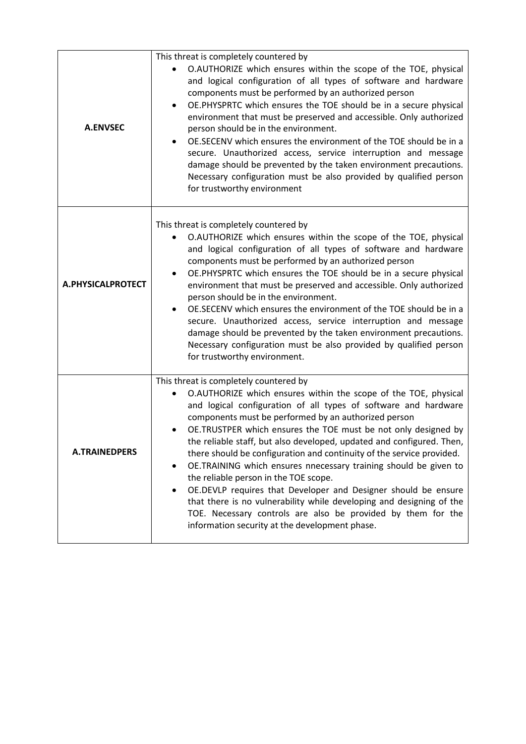| | |
|---|---|
| **A.ENVSEC** | This threat is completely countered by<br>• O.AUTHORIZE which ensures within the scope of the TOE, physical and logical configuration of all types of software and hardware components must be performed by an authorized person<br>• OE.PHYSPRTC which ensures the TOE should be in a secure physical environment that must be preserved and accessible. Only authorized person should be in the environment.<br>• OE.SECENV which ensures the environment of the TOE should be in a secure. Unauthorized access, service interruption and message damage should be prevented by the taken environment precautions. Necessary configuration must be also provided by qualified person for trustworthy environment |
| **A.PHYSICALPROTECT** | This threat is completely countered by<br>• O.AUTHORIZE which ensures within the scope of the TOE, physical and logical configuration of all types of software and hardware components must be performed by an authorized person<br>• OE.PHYSPRTC which ensures the TOE should be in a secure physical environment that must be preserved and accessible. Only authorized person should be in the environment.<br>• OE.SECENV which ensures the environment of the TOE should be in a secure. Unauthorized access, service interruption and message damage should be prevented by the taken environment precautions. Necessary configuration must be also provided by qualified person for trustworthy environment. |
| **A.TRAINEDPERS** | This threat is completely countered by<br>• O.AUTHORIZE which ensures within the scope of the TOE, physical and logical configuration of all types of software and hardware components must be performed by an authorized person<br>• OE.TRUSTPER which ensures the TOE must be not only designed by the reliable staff, but also developed, updated and configured. Then, there should be configuration and continuity of the service provided.<br>• OE.TRAINING which ensures nnecessary training should be given to the reliable person in the TOE scope.<br>• OE.DEVLP requires that Developer and Designer should be ensure that there is no vulnerability while developing and designing of the TOE. Necessary controls are also be provided by them for the information security at the development phase. |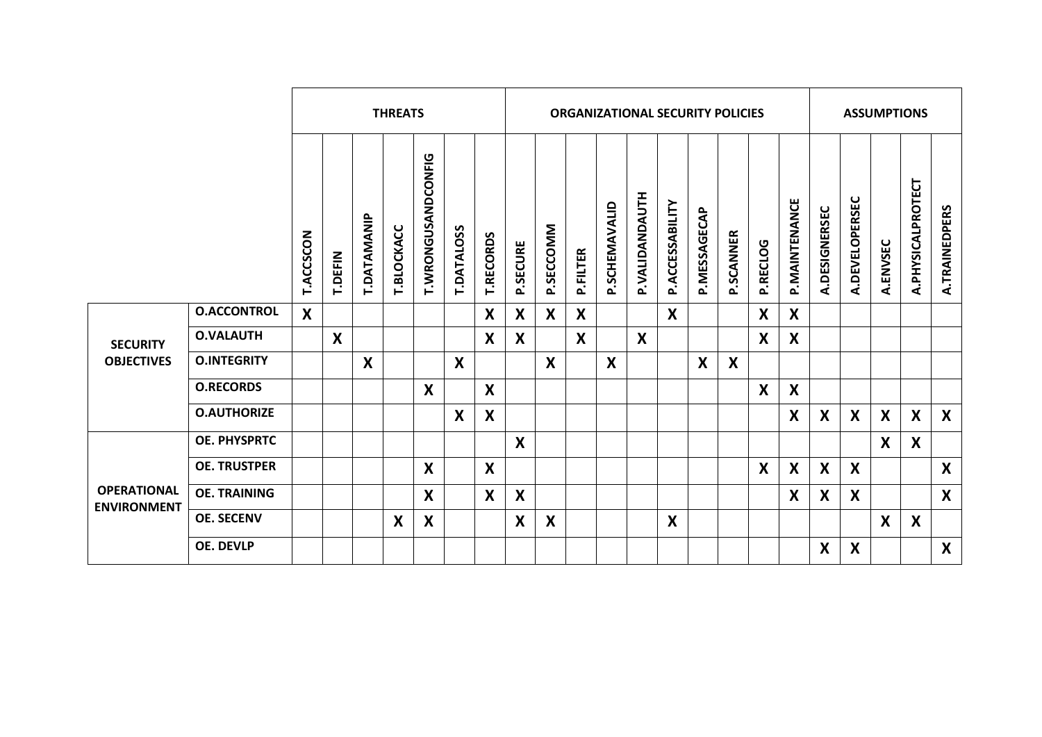| | | THREATS | | | | | | | ORGANIZATIONAL SECURITY POLICIES | | | | | | | | | | ASSUMPTIONS | | | | |
|---|---|---|---|---|---|---|---|---|---|---|---|---|---|---|---|---|---|---|---|---|---|---|---|
| | | T.ACCSCON | T.DEFIN | T.DATAMANIP | T.BLOCKACC | T.WRONGUSANDCONFIG | T.DATALOSS | T.RECORDS | P.SECURE | P.SECCOMM | P.FILTER | P.SCHEMAVALID | P.VALIDANDAUTH | P.ACCESSABILITY | P.MESSAGECAP | P.SCANNER | P.RECLOG | P.MAINTENANCE | A.DESIGNERSEC | A.DEVELOPERSEC | A.ENVSEC | A.PHYSICALPROTECT | A.TRAINEDPERS |
| SECURITY OBJECTIVES | O.ACCONTROL | X | | | | | | X | X | X | X | | | X | | | X | X | | | | | |
| | O.VALAUTH | | X | | | | | X | X | | X | | X | | | | X | X | | | | | |
| | O.INTEGRITY | | | X | | | X | | | X | | X | | | X | X | | | | | | | |
| | O.RECORDS | | | | | X | | X | | | | | | | | | X | X | | | | | |
| | O.AUTHORIZE | | | | | | X | X | | | | | | | | | | X | X | X | X | X | X |
| OPERATIONAL ENVIRONMENT | OE. PHYSPRTC | | | | | | | | X | | | | | | | | | | | | X | X | |
| | OE. TRUSTPER | | | | | X | | X | | | | | | | | | X | X | X | X | | | X |
| | OE. TRAINING | | | | | X | | X | X | | | | | | | | | X | X | X | | | X |
| | OE. SECENV | | | | X | X | | | X | X | | | | X | | | | | | | X | X | |
| | OE. DEVLP | | | | | | | | | | | | | | | | | | X | X | | | X |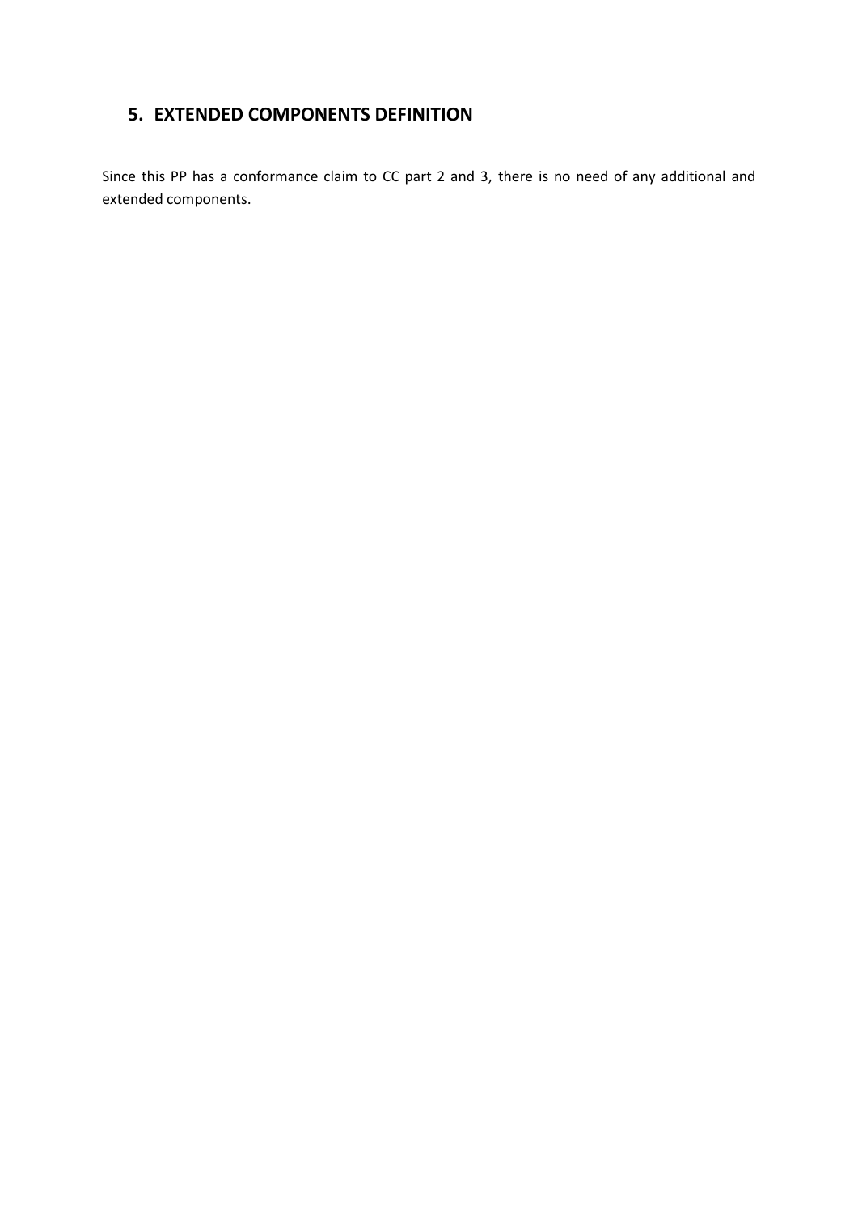# 5. EXTENDED COMPONENTS DEFINITION

Since this PP has a conformance claim to CC part 2 and 3, there is no need of any additional and extended components.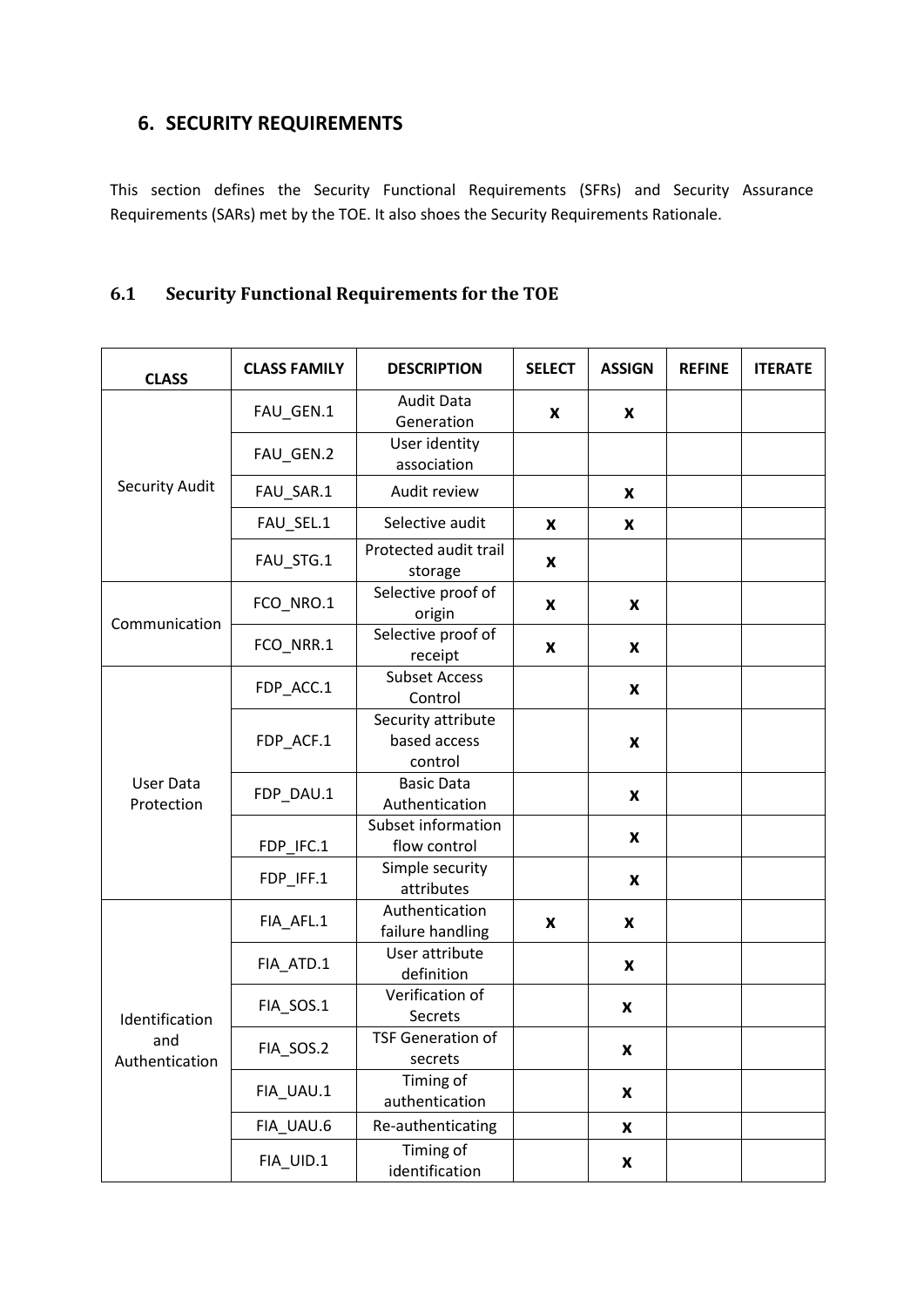# 6. SECURITY REQUIREMENTS

This section defines the Security Functional Requirements (SFRs) and Security Assurance Requirements (SARs) met by the TOE. It also shoes the Security Requirements Rationale.

## 6.1 Security Functional Requirements for the TOE

| CLASS | CLASS FAMILY | DESCRIPTION | SELECT | ASSIGN | REFINE | ITERATE |
|---|---|---|---|---|---|---|
| Security Audit | FAU_GEN.1 | Audit Data Generation | x | x | | |
| | FAU_GEN.2 | User identity association | | | | |
| | FAU_SAR.1 | Audit review | | x | | |
| | FAU_SEL.1 | Selective audit | x | x | | |
| | FAU_STG.1 | Protected audit trail storage | x | | | |
| Communication | FCO_NRO.1 | Selective proof of origin | x | x | | |
| | FCO_NRR.1 | Selective proof of receipt | x | x | | |
| User Data Protection | FDP_ACC.1 | Subset Access Control | | x | | |
| | FDP_ACF.1 | Security attribute based access control | | x | | |
| | FDP_DAU.1 | Basic Data Authentication | | x | | |
| | FDP_IFC.1 | Subset information flow control | | x | | |
| | FDP_IFF.1 | Simple security attributes | | x | | |
| Identification and Authentication | FIA_AFL.1 | Authentication failure handling | x | x | | |
| | FIA_ATD.1 | User attribute definition | | x | | |
| | FIA_SOS.1 | Verification of Secrets | | x | | |
| | FIA_SOS.2 | TSF Generation of secrets | | x | | |
| | FIA_UAU.1 | Timing of authentication | | x | | |
| | FIA_UAU.6 | Re-authenticating | | x | | |
| | FIA_UID.1 | Timing of identification | | x | | |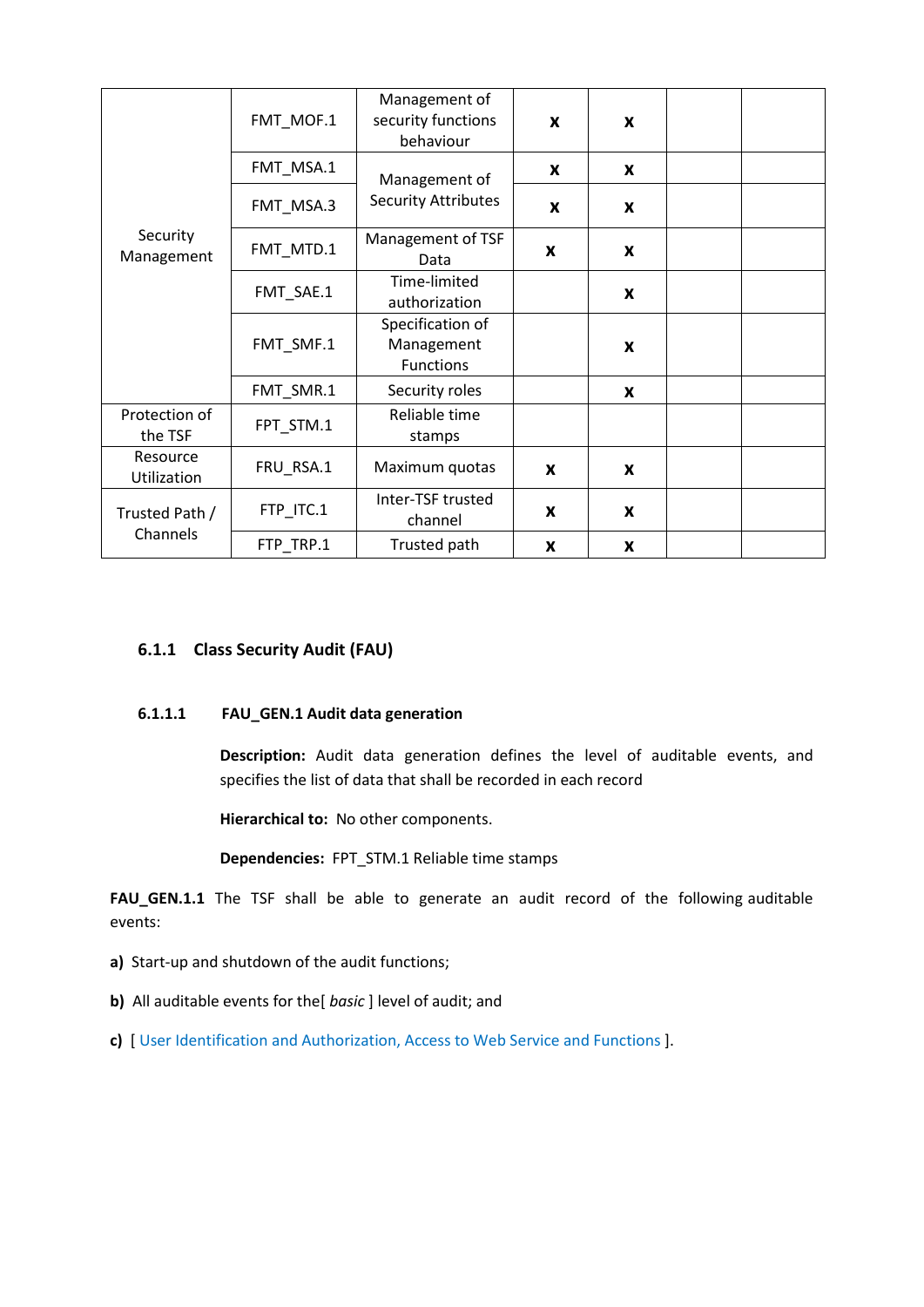| | | | | | | |
|---|---|---|---|---|---|---|
| Security Management | FMT_MOF.1 | Management of security functions behaviour | x | x | | |
| | FMT_MSA.1 | Management of Security Attributes | x | x | | |
| | FMT_MSA.3 | | x | x | | |
| | FMT_MTD.1 | Management of TSF Data | x | x | | |
| | FMT_SAE.1 | Time-limited authorization | | x | | |
| | FMT_SMF.1 | Specification of Management Functions | | x | | |
| | FMT_SMR.1 | Security roles | | x | | |
| Protection of the TSF | FPT_STM.1 | Reliable time stamps | | | | |
| Resource Utilization | FRU_RSA.1 | Maximum quotas | x | x | | |
| Trusted Path / Channels | FTP_ITC.1 | Inter-TSF trusted channel | x | x | | |
| | FTP_TRP.1 | Trusted path | x | x | | |

### 6.1.1 Class Security Audit (FAU)

#### 6.1.1.1 FAU_GEN.1 Audit data generation

**Description:** Audit data generation defines the level of auditable events, and specifies the list of data that shall be recorded in each record

**Hierarchical to:** No other components.

**Dependencies:** FPT_STM.1 Reliable time stamps

**FAU_GEN.1.1** The TSF shall be able to generate an audit record of the following auditable events:

**a)** Start-up and shutdown of the audit functions;

**b)** All auditable events for the[ *basic* ] level of audit; and

**c)** [ User Identification and Authorization, Access to Web Service and Functions ].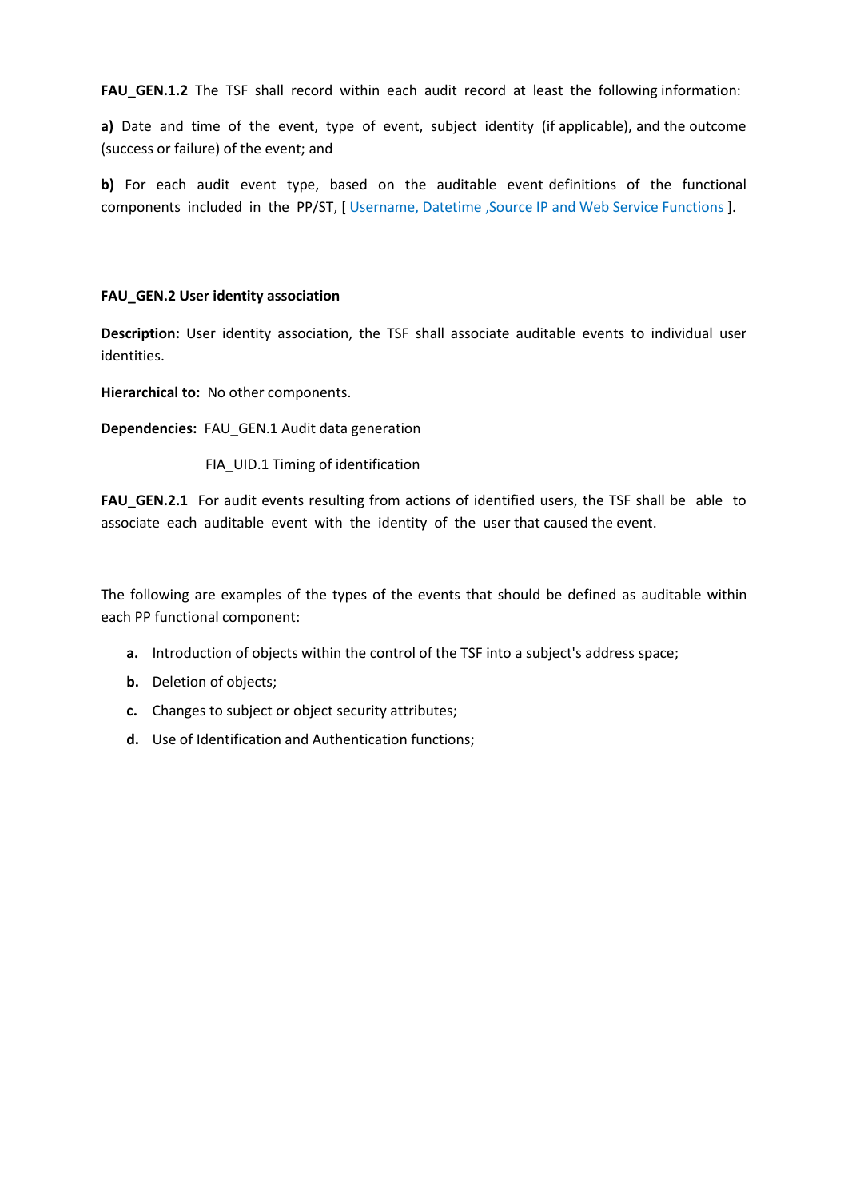**FAU_GEN.1.2** The TSF shall record within each audit record at least the following information:

**a)** Date and time of the event, type of event, subject identity (if applicable), and the outcome (success or failure) of the event; and

**b)** For each audit event type, based on the auditable event definitions of the functional components included in the PP/ST, [ Username, Datetime ,Source IP and Web Service Functions ].

**FAU_GEN.2 User identity association**

**Description:** User identity association, the TSF shall associate auditable events to individual user identities.

**Hierarchical to:** No other components.

**Dependencies:** FAU_GEN.1 Audit data generation

FIA_UID.1 Timing of identification

**FAU_GEN.2.1** For audit events resulting from actions of identified users, the TSF shall be able to associate each auditable event with the identity of the user that caused the event.

The following are examples of the types of the events that should be defined as auditable within each PP functional component:

- **a.** Introduction of objects within the control of the TSF into a subject's address space;
- **b.** Deletion of objects;
- **c.** Changes to subject or object security attributes;
- **d.** Use of Identification and Authentication functions;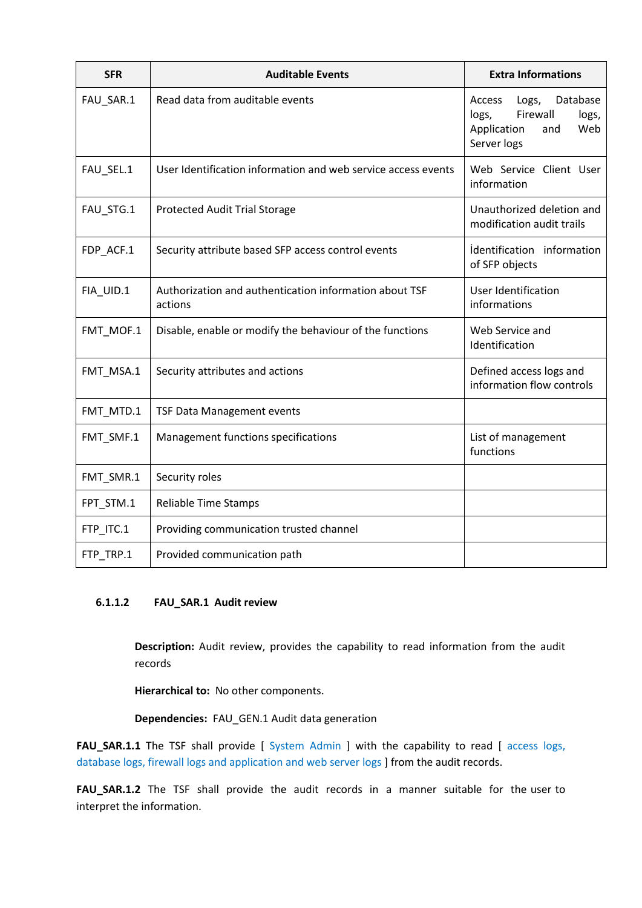| SFR | Auditable Events | Extra Informations |
|---|---|---|
| FAU_SAR.1 | Read data from auditable events | Access Logs, Database logs, Firewall logs, Application and Web Server logs |
| FAU_SEL.1 | User Identification information and web service access events | Web Service Client User information |
| FAU_STG.1 | Protected Audit Trial Storage | Unauthorized deletion and modification audit trails |
| FDP_ACF.1 | Security attribute based SFP access control events | İdentification information of SFP objects |
| FIA_UID.1 | Authorization and authentication information about TSF actions | User Identification informations |
| FMT_MOF.1 | Disable, enable or modify the behaviour of the functions | Web Service and Identification |
| FMT_MSA.1 | Security attributes and actions | Defined access logs and information flow controls |
| FMT_MTD.1 | TSF Data Management events | |
| FMT_SMF.1 | Management functions specifications | List of management functions |
| FMT_SMR.1 | Security roles | |
| FPT_STM.1 | Reliable Time Stamps | |
| FTP_ITC.1 | Providing communication trusted channel | |
| FTP_TRP.1 | Provided communication path | |

#### 6.1.1.2 FAU_SAR.1 Audit review

**Description:** Audit review, provides the capability to read information from the audit records

**Hierarchical to:** No other components.

**Dependencies:** FAU_GEN.1 Audit data generation

**FAU_SAR.1.1** The TSF shall provide [ System Admin ] with the capability to read [ access logs, database logs, firewall logs and application and web server logs ] from the audit records.

**FAU_SAR.1.2** The TSF shall provide the audit records in a manner suitable for the user to interpret the information.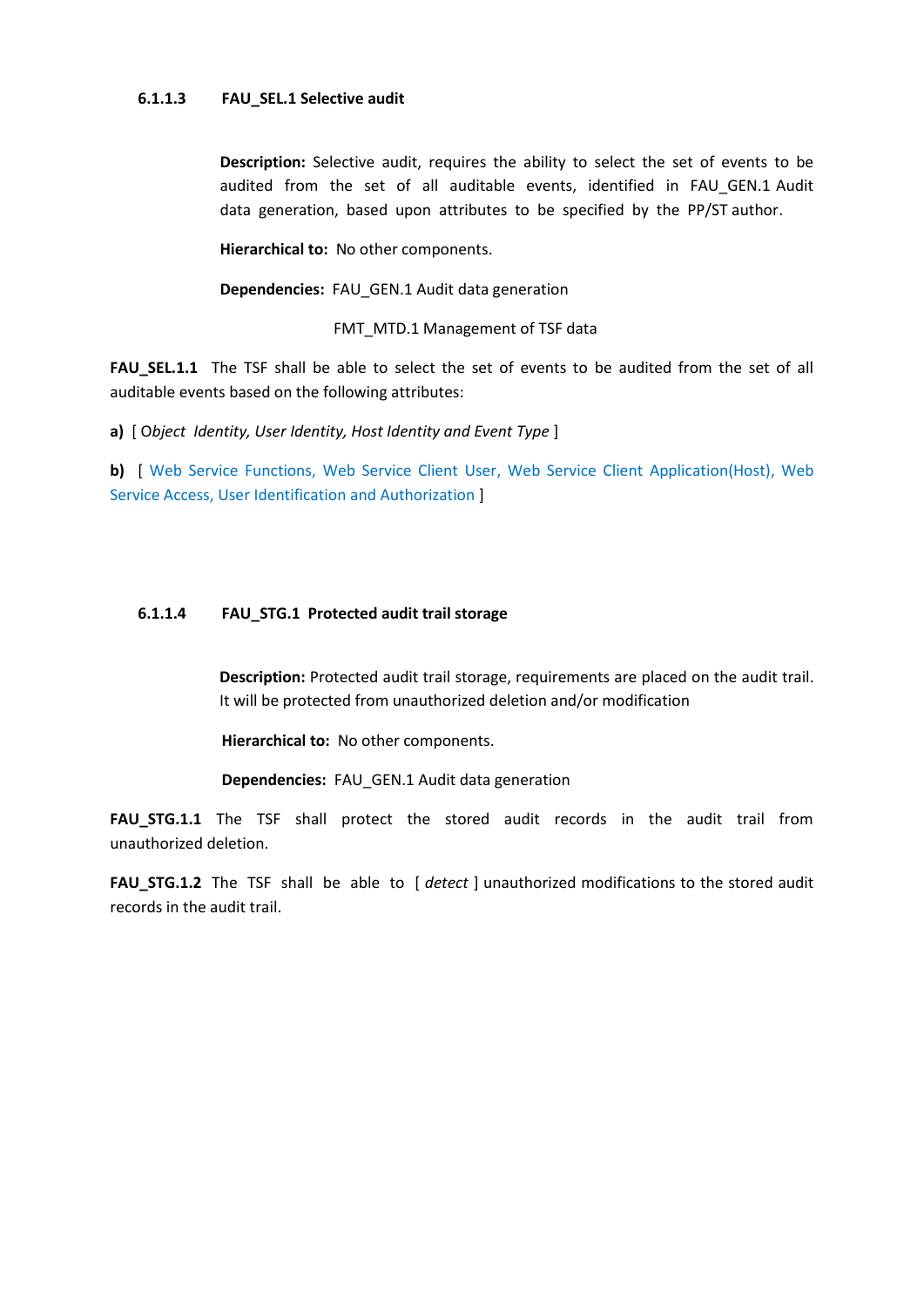#### 6.1.1.3 FAU_SEL.1 Selective audit

**Description:** Selective audit, requires the ability to select the set of events to be audited from the set of all auditable events, identified in FAU_GEN.1 Audit data generation, based upon attributes to be specified by the PP/ST author.

**Hierarchical to:** No other components.

**Dependencies:** FAU_GEN.1 Audit data generation

FMT_MTD.1 Management of TSF data

**FAU_SEL.1.1** The TSF shall be able to select the set of events to be audited from the set of all auditable events based on the following attributes:

**a)** [ *Object Identity, User Identity, Host Identity and Event Type* ]

**b)** [ Web Service Functions, Web Service Client User, Web Service Client Application(Host), Web Service Access, User Identification and Authorization ]

#### 6.1.1.4 FAU_STG.1 Protected audit trail storage

**Description:** Protected audit trail storage, requirements are placed on the audit trail. It will be protected from unauthorized deletion and/or modification

**Hierarchical to:** No other components.

**Dependencies:** FAU_GEN.1 Audit data generation

**FAU_STG.1.1** The TSF shall protect the stored audit records in the audit trail from unauthorized deletion.

**FAU_STG.1.2** The TSF shall be able to [ *detect* ] unauthorized modifications to the stored audit records in the audit trail.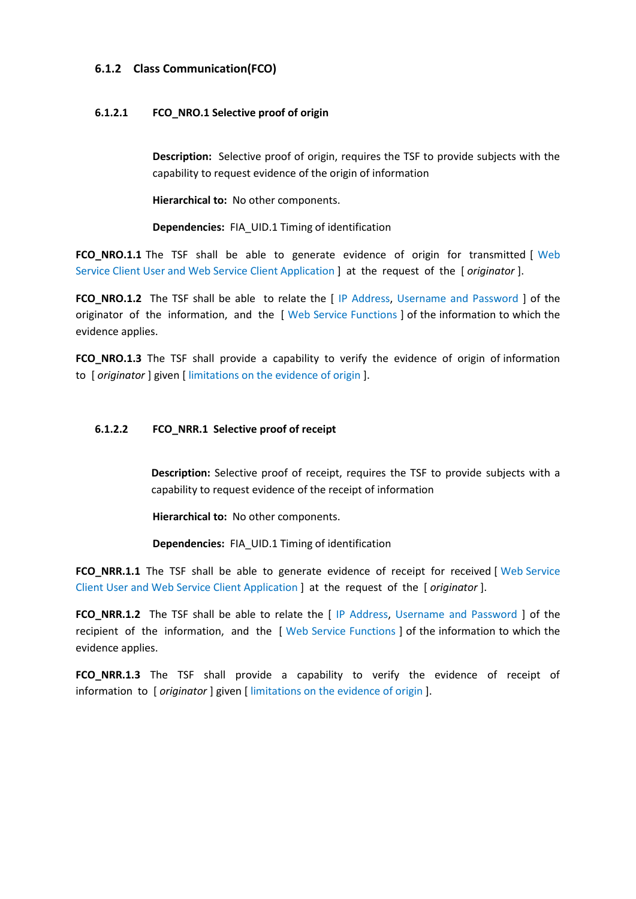### 6.1.2 Class Communication(FCO)

#### 6.1.2.1 FCO_NRO.1 Selective proof of origin

**Description:** Selective proof of origin, requires the TSF to provide subjects with the capability to request evidence of the origin of information

**Hierarchical to:** No other components.

**Dependencies:** FIA_UID.1 Timing of identification

**FCO_NRO.1.1** The TSF shall be able to generate evidence of origin for transmitted [ Web Service Client User and Web Service Client Application ] at the request of the [ *originator* ].

**FCO_NRO.1.2** The TSF shall be able to relate the [ IP Address, Username and Password ] of the originator of the information, and the [ Web Service Functions ] of the information to which the evidence applies.

**FCO_NRO.1.3** The TSF shall provide a capability to verify the evidence of origin of information to [ *originator* ] given [ limitations on the evidence of origin ].

#### 6.1.2.2 FCO_NRR.1 Selective proof of receipt

**Description:** Selective proof of receipt, requires the TSF to provide subjects with a capability to request evidence of the receipt of information

**Hierarchical to:** No other components.

**Dependencies:** FIA_UID.1 Timing of identification

**FCO_NRR.1.1** The TSF shall be able to generate evidence of receipt for received [ Web Service Client User and Web Service Client Application ] at the request of the [ *originator* ].

**FCO_NRR.1.2** The TSF shall be able to relate the [ IP Address, Username and Password ] of the recipient of the information, and the [ Web Service Functions ] of the information to which the evidence applies.

**FCO_NRR.1.3** The TSF shall provide a capability to verify the evidence of receipt of information to [ *originator* ] given [ limitations on the evidence of origin ].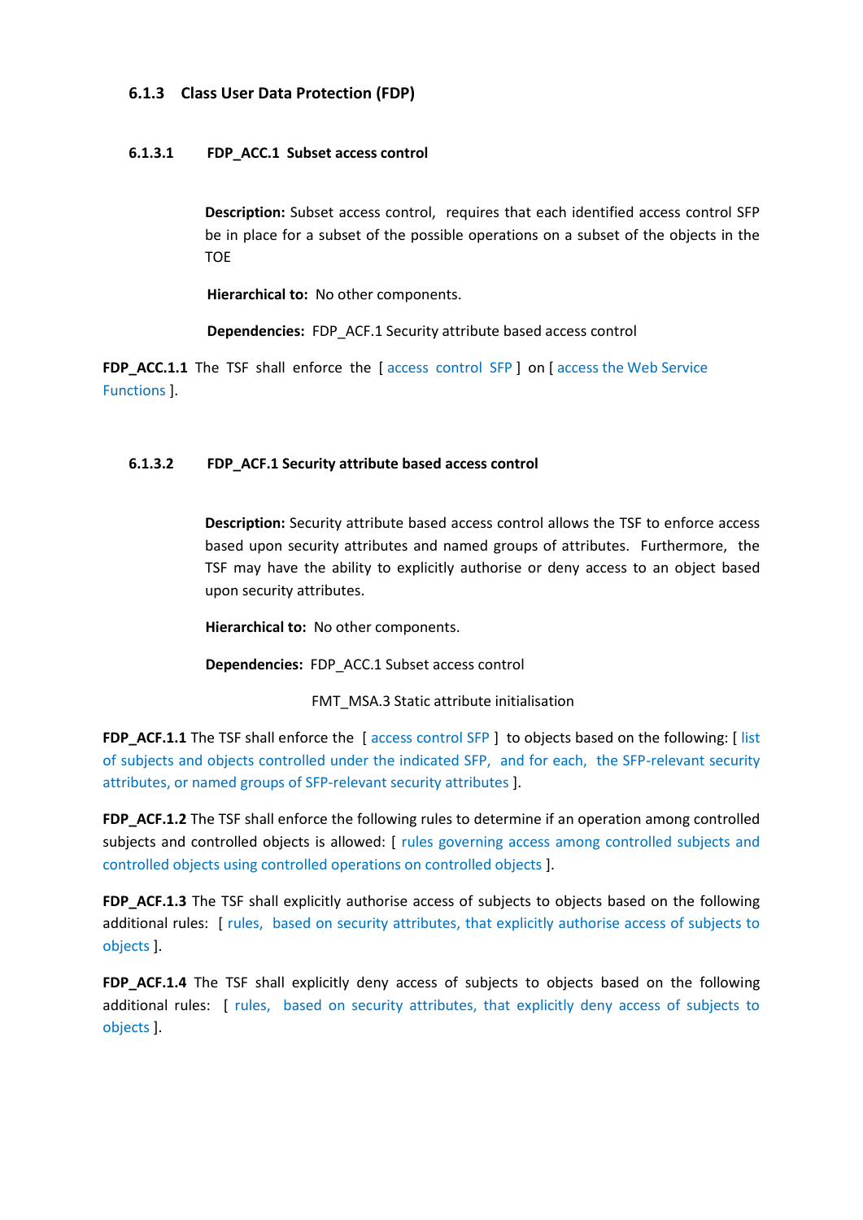### 6.1.3 Class User Data Protection (FDP)

#### 6.1.3.1 FDP_ACC.1 Subset access control

**Description:** Subset access control, requires that each identified access control SFP be in place for a subset of the possible operations on a subset of the objects in the TOE

**Hierarchical to:** No other components.

**Dependencies:** FDP_ACF.1 Security attribute based access control

**FDP_ACC.1.1** The TSF shall enforce the [ access control SFP ] on [ access the Web Service Functions ].

#### 6.1.3.2 FDP_ACF.1 Security attribute based access control

**Description:** Security attribute based access control allows the TSF to enforce access based upon security attributes and named groups of attributes. Furthermore, the TSF may have the ability to explicitly authorise or deny access to an object based upon security attributes.

**Hierarchical to:** No other components.

**Dependencies:** FDP_ACC.1 Subset access control

FMT_MSA.3 Static attribute initialisation

**FDP_ACF.1.1** The TSF shall enforce the [ access control SFP ] to objects based on the following: [ list of subjects and objects controlled under the indicated SFP, and for each, the SFP-relevant security attributes, or named groups of SFP-relevant security attributes ].

**FDP_ACF.1.2** The TSF shall enforce the following rules to determine if an operation among controlled subjects and controlled objects is allowed: [ rules governing access among controlled subjects and controlled objects using controlled operations on controlled objects ].

**FDP_ACF.1.3** The TSF shall explicitly authorise access of subjects to objects based on the following additional rules: [ rules, based on security attributes, that explicitly authorise access of subjects to objects ].

**FDP_ACF.1.4** The TSF shall explicitly deny access of subjects to objects based on the following additional rules: [ rules, based on security attributes, that explicitly deny access of subjects to objects ].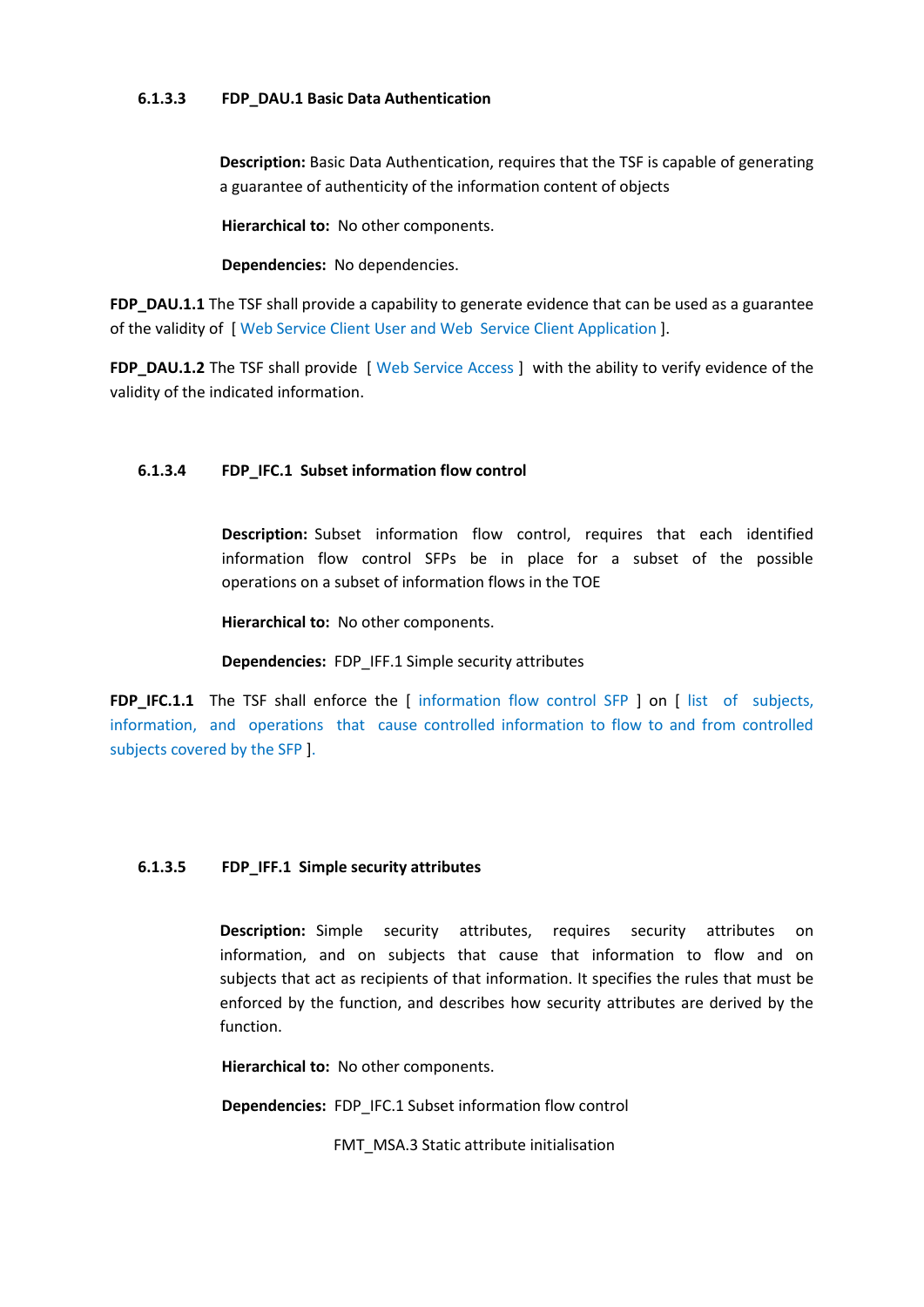#### 6.1.3.3 FDP_DAU.1 Basic Data Authentication

**Description:** Basic Data Authentication, requires that the TSF is capable of generating a guarantee of authenticity of the information content of objects

**Hierarchical to:** No other components.

**Dependencies:** No dependencies.

**FDP_DAU.1.1** The TSF shall provide a capability to generate evidence that can be used as a guarantee of the validity of [ Web Service Client User and Web Service Client Application ].

**FDP_DAU.1.2** The TSF shall provide [ Web Service Access ] with the ability to verify evidence of the validity of the indicated information.

#### 6.1.3.4 FDP_IFC.1 Subset information flow control

**Description:** Subset information flow control, requires that each identified information flow control SFPs be in place for a subset of the possible operations on a subset of information flows in the TOE

**Hierarchical to:** No other components.

**Dependencies:** FDP_IFF.1 Simple security attributes

**FDP_IFC.1.1** The TSF shall enforce the [ information flow control SFP ] on [ list of subjects, information, and operations that cause controlled information to flow to and from controlled subjects covered by the SFP ].

#### 6.1.3.5 FDP_IFF.1 Simple security attributes

**Description:** Simple security attributes, requires security attributes on information, and on subjects that cause that information to flow and on subjects that act as recipients of that information. It specifies the rules that must be enforced by the function, and describes how security attributes are derived by the function.

**Hierarchical to:** No other components.

**Dependencies:** FDP_IFC.1 Subset information flow control

FMT_MSA.3 Static attribute initialisation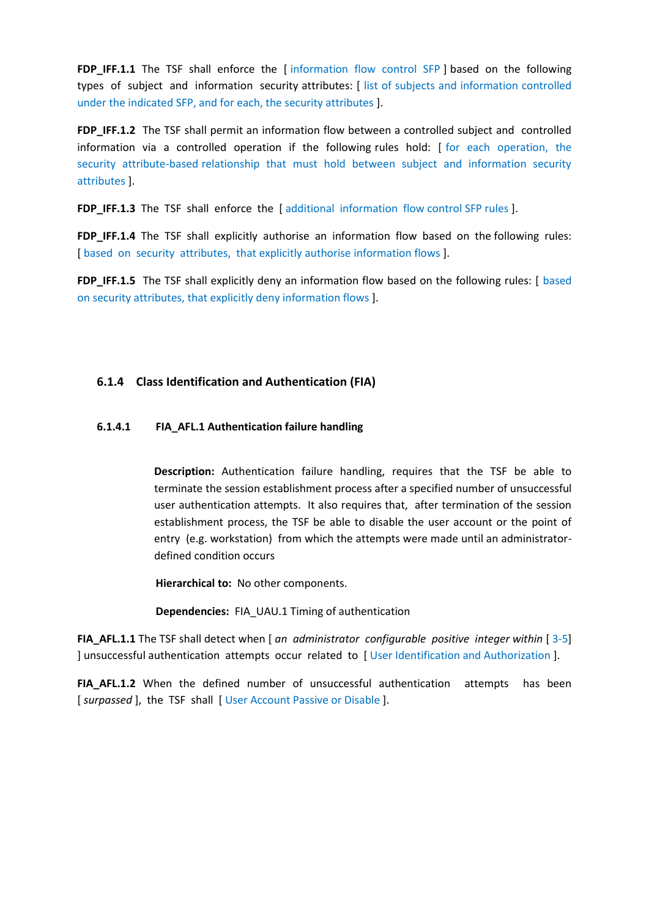**FDP_IFF.1.1** The TSF shall enforce the [ information flow control SFP ] based on the following types of subject and information security attributes: [ list of subjects and information controlled under the indicated SFP, and for each, the security attributes ].

**FDP_IFF.1.2** The TSF shall permit an information flow between a controlled subject and controlled information via a controlled operation if the following rules hold: [ for each operation, the security attribute-based relationship that must hold between subject and information security attributes ].

**FDP_IFF.1.3** The TSF shall enforce the [ additional information flow control SFP rules ].

**FDP_IFF.1.4** The TSF shall explicitly authorise an information flow based on the following rules: [ based on security attributes, that explicitly authorise information flows ].

**FDP_IFF.1.5** The TSF shall explicitly deny an information flow based on the following rules: [ based on security attributes, that explicitly deny information flows ].

### 6.1.4 Class Identification and Authentication (FIA)

#### 6.1.4.1 FIA_AFL.1 Authentication failure handling

**Description:** Authentication failure handling, requires that the TSF be able to terminate the session establishment process after a specified number of unsuccessful user authentication attempts. It also requires that, after termination of the session establishment process, the TSF be able to disable the user account or the point of entry (e.g. workstation) from which the attempts were made until an administrator-defined condition occurs

**Hierarchical to:** No other components.

**Dependencies:** FIA_UAU.1 Timing of authentication

**FIA_AFL.1.1** The TSF shall detect when [ *an administrator configurable positive integer within* [ 3-5] ] unsuccessful authentication attempts occur related to [ User Identification and Authorization ].

**FIA_AFL.1.2** When the defined number of unsuccessful authentication attempts has been [ *surpassed* ], the TSF shall [ User Account Passive or Disable ].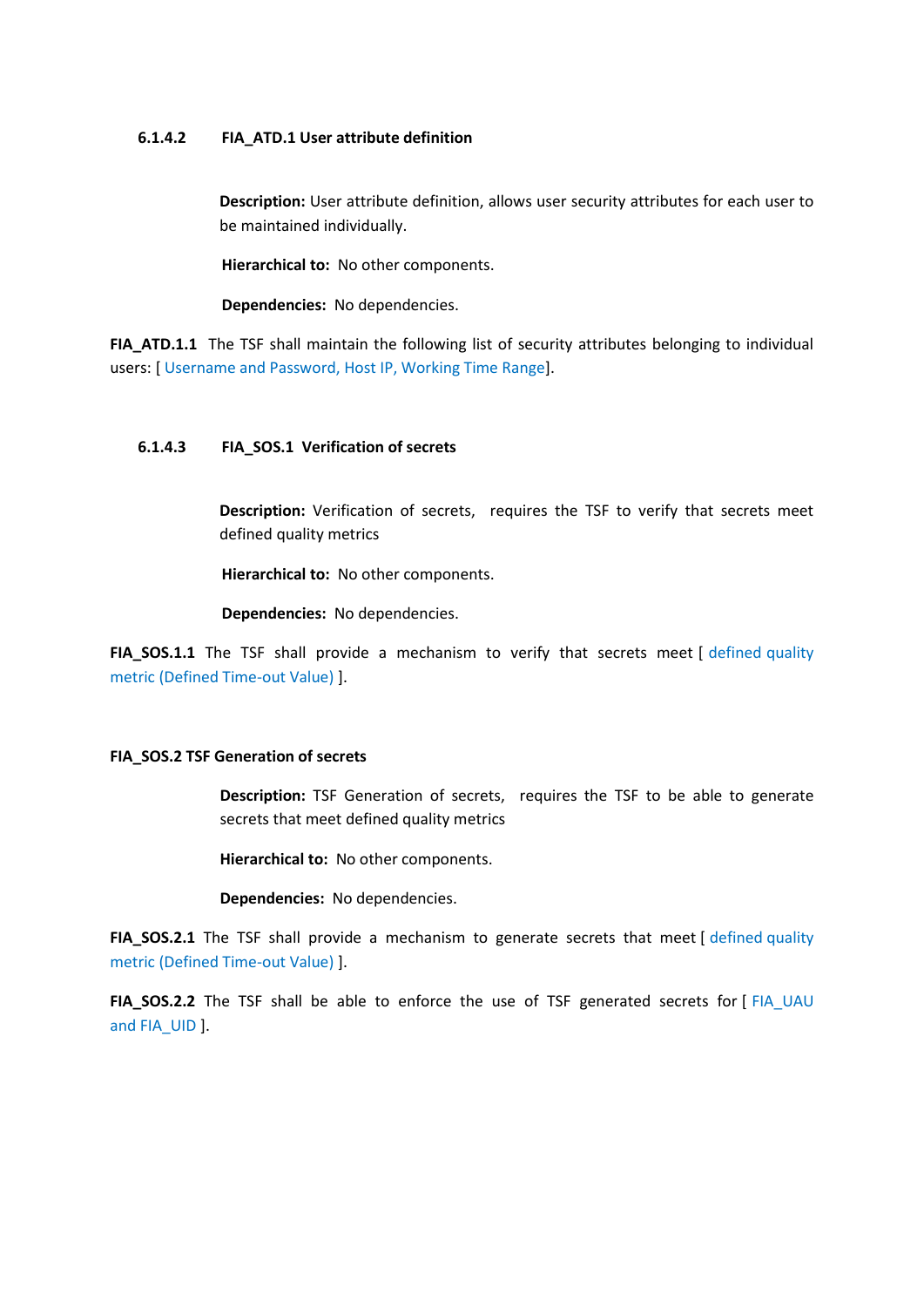#### 6.1.4.2 FIA_ATD.1 User attribute definition

**Description:** User attribute definition, allows user security attributes for each user to be maintained individually.

**Hierarchical to:** No other components.

**Dependencies:** No dependencies.

**FIA_ATD.1.1** The TSF shall maintain the following list of security attributes belonging to individual users: [ Username and Password, Host IP, Working Time Range].

#### 6.1.4.3 FIA_SOS.1 Verification of secrets

**Description:** Verification of secrets, requires the TSF to verify that secrets meet defined quality metrics

**Hierarchical to:** No other components.

**Dependencies:** No dependencies.

**FIA_SOS.1.1** The TSF shall provide a mechanism to verify that secrets meet [ defined quality metric (Defined Time-out Value) ].

**FIA_SOS.2 TSF Generation of secrets**

**Description:** TSF Generation of secrets, requires the TSF to be able to generate secrets that meet defined quality metrics

**Hierarchical to:** No other components.

**Dependencies:** No dependencies.

**FIA_SOS.2.1** The TSF shall provide a mechanism to generate secrets that meet [ defined quality metric (Defined Time-out Value) ].

**FIA_SOS.2.2** The TSF shall be able to enforce the use of TSF generated secrets for [ FIA_UAU and FIA_UID ].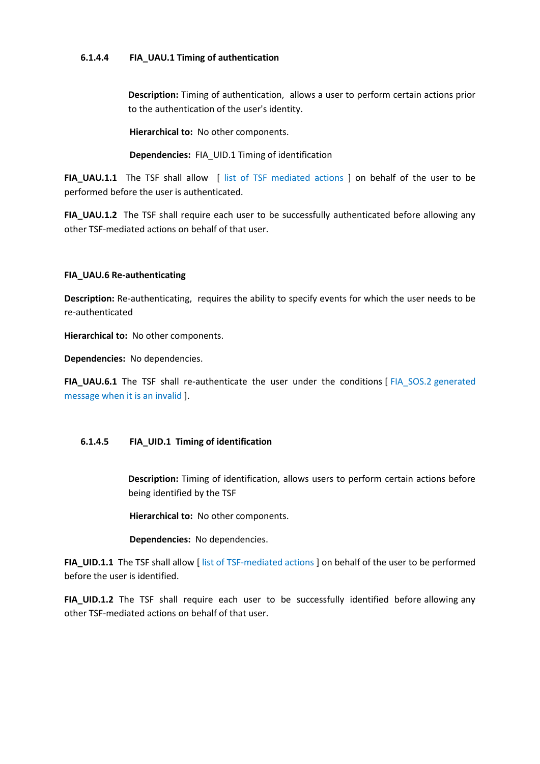#### 6.1.4.4 FIA_UAU.1 Timing of authentication

**Description:** Timing of authentication, allows a user to perform certain actions prior to the authentication of the user's identity.

**Hierarchical to:** No other components.

**Dependencies:** FIA_UID.1 Timing of identification

**FIA_UAU.1.1** The TSF shall allow [ list of TSF mediated actions ] on behalf of the user to be performed before the user is authenticated.

**FIA_UAU.1.2** The TSF shall require each user to be successfully authenticated before allowing any other TSF-mediated actions on behalf of that user.

**FIA_UAU.6 Re-authenticating**

**Description:** Re-authenticating, requires the ability to specify events for which the user needs to be re-authenticated

**Hierarchical to:** No other components.

**Dependencies:** No dependencies.

**FIA_UAU.6.1** The TSF shall re-authenticate the user under the conditions [ FIA_SOS.2 generated message when it is an invalid ].

#### 6.1.4.5 FIA_UID.1 Timing of identification

**Description:** Timing of identification, allows users to perform certain actions before being identified by the TSF

**Hierarchical to:** No other components.

**Dependencies:** No dependencies.

**FIA_UID.1.1** The TSF shall allow [ list of TSF-mediated actions ] on behalf of the user to be performed before the user is identified.

**FIA_UID.1.2** The TSF shall require each user to be successfully identified before allowing any other TSF-mediated actions on behalf of that user.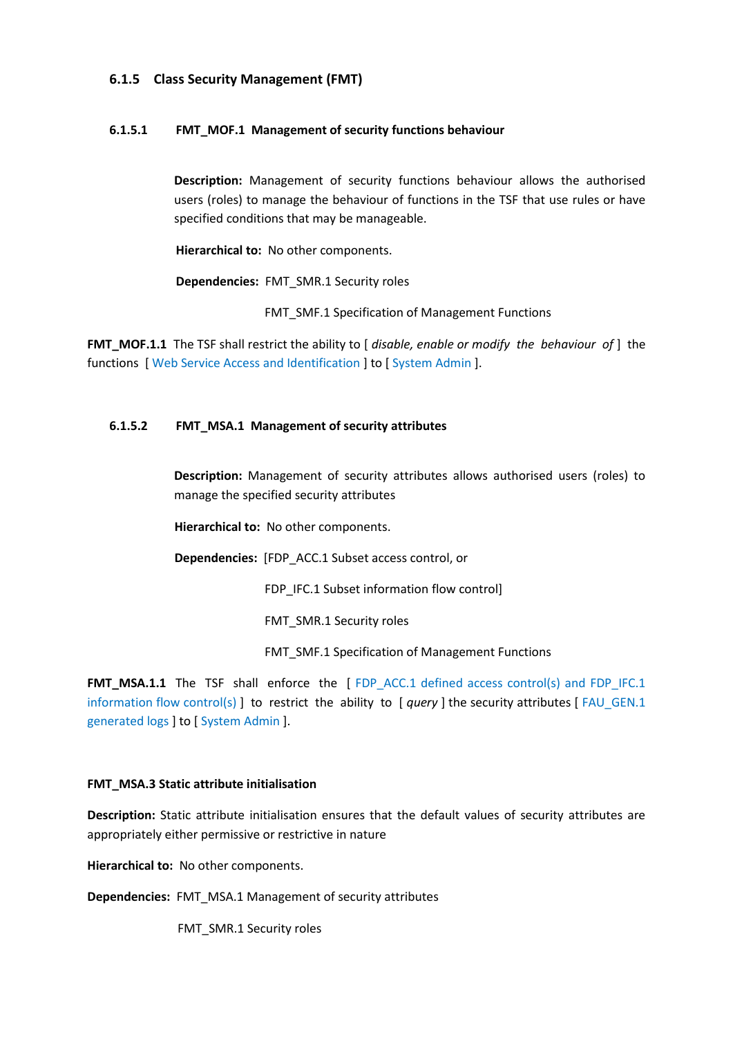### 6.1.5 Class Security Management (FMT)

#### 6.1.5.1 FMT_MOF.1 Management of security functions behaviour

**Description:** Management of security functions behaviour allows the authorised users (roles) to manage the behaviour of functions in the TSF that use rules or have specified conditions that may be manageable.

**Hierarchical to:** No other components.

**Dependencies:** FMT_SMR.1 Security roles

FMT_SMF.1 Specification of Management Functions

**FMT_MOF.1.1** The TSF shall restrict the ability to [ *disable, enable or modify the behaviour of* ] the functions [ Web Service Access and Identification ] to [ System Admin ].

#### 6.1.5.2 FMT_MSA.1 Management of security attributes

**Description:** Management of security attributes allows authorised users (roles) to manage the specified security attributes

**Hierarchical to:** No other components.

**Dependencies:** [FDP_ACC.1 Subset access control, or

FDP_IFC.1 Subset information flow control]

FMT_SMR.1 Security roles

FMT_SMF.1 Specification of Management Functions

**FMT_MSA.1.1** The TSF shall enforce the [ FDP_ACC.1 defined access control(s) and FDP_IFC.1 information flow control(s) ] to restrict the ability to [ *query* ] the security attributes [ FAU_GEN.1 generated logs ] to [ System Admin ].

**FMT_MSA.3 Static attribute initialisation**

**Description:** Static attribute initialisation ensures that the default values of security attributes are appropriately either permissive or restrictive in nature

**Hierarchical to:** No other components.

**Dependencies:** FMT_MSA.1 Management of security attributes

FMT_SMR.1 Security roles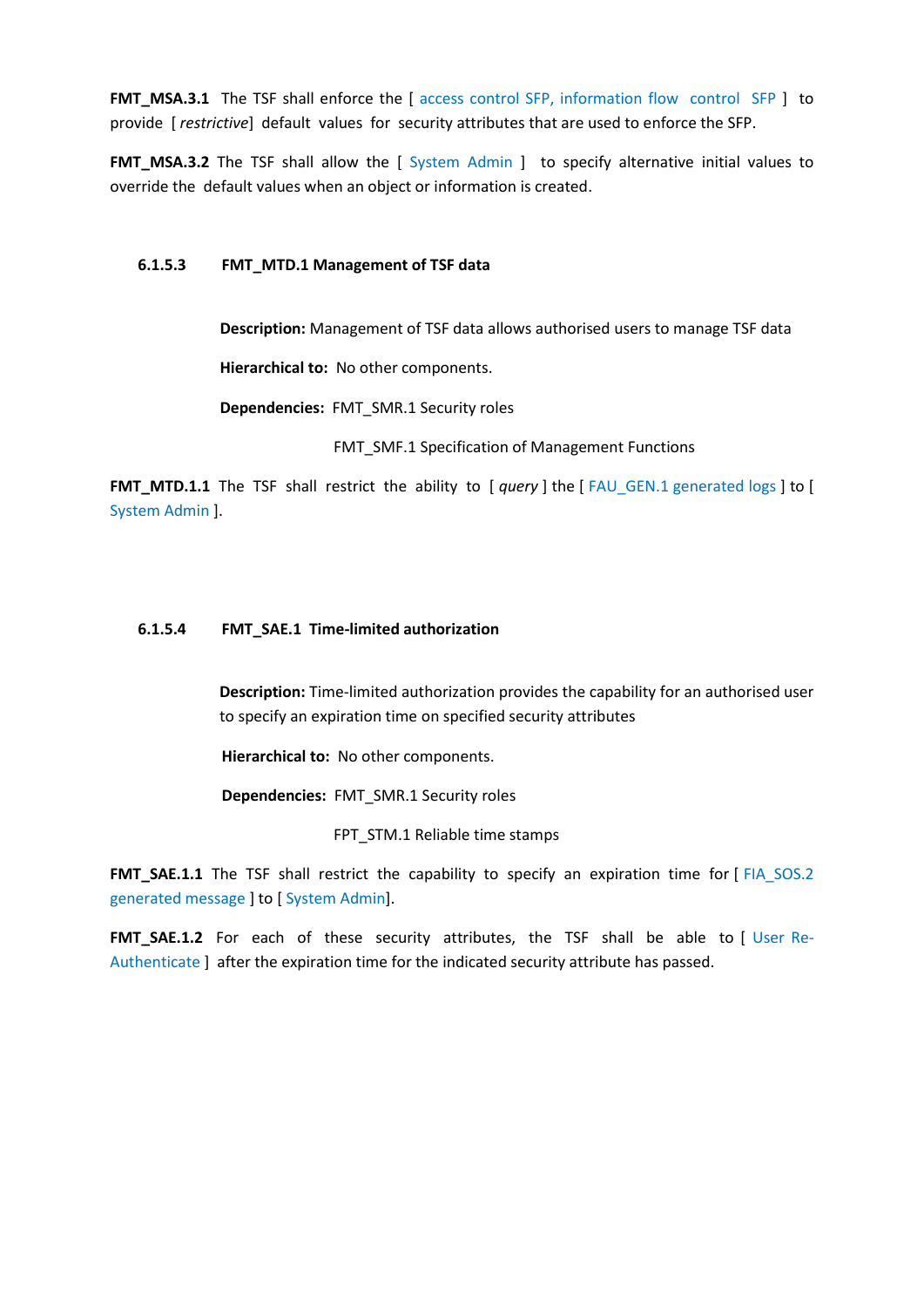**FMT_MSA.3.1** The TSF shall enforce the [ access control SFP, information flow control SFP ] to provide [ *restrictive*] default values for security attributes that are used to enforce the SFP.

**FMT_MSA.3.2** The TSF shall allow the [ System Admin ] to specify alternative initial values to override the default values when an object or information is created.

#### 6.1.5.3 FMT_MTD.1 Management of TSF data

**Description:** Management of TSF data allows authorised users to manage TSF data

**Hierarchical to:** No other components.

**Dependencies:** FMT_SMR.1 Security roles

FMT_SMF.1 Specification of Management Functions

**FMT_MTD.1.1** The TSF shall restrict the ability to [ *query* ] the [ FAU_GEN.1 generated logs ] to [ System Admin ].

#### 6.1.5.4 FMT_SAE.1 Time-limited authorization

**Description:** Time-limited authorization provides the capability for an authorised user to specify an expiration time on specified security attributes

**Hierarchical to:** No other components.

**Dependencies:** FMT_SMR.1 Security roles

FPT_STM.1 Reliable time stamps

**FMT_SAE.1.1** The TSF shall restrict the capability to specify an expiration time for [ FIA_SOS.2 generated message ] to [ System Admin].

**FMT_SAE.1.2** For each of these security attributes, the TSF shall be able to [ User Re-Authenticate ] after the expiration time for the indicated security attribute has passed.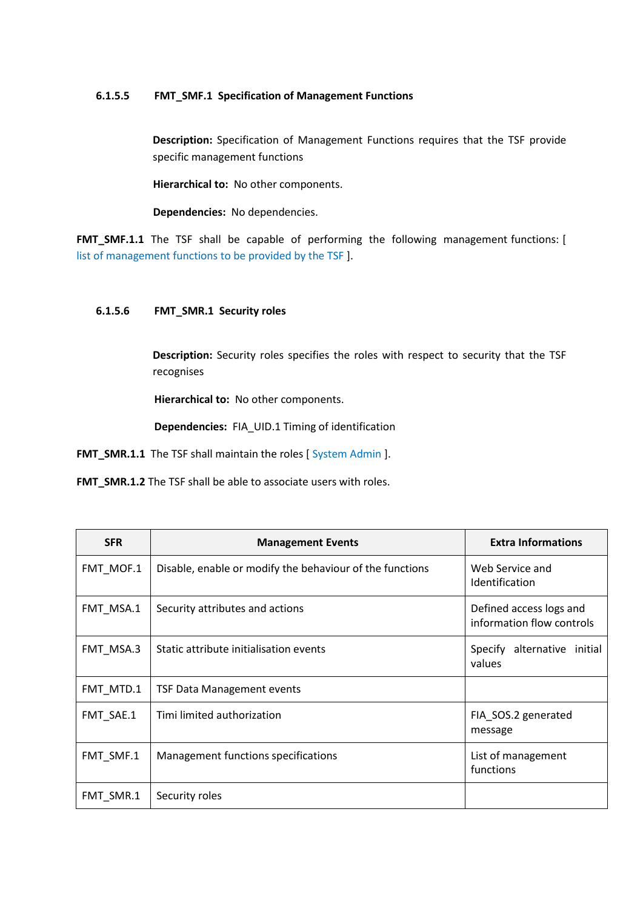#### 6.1.5.5 FMT_SMF.1 Specification of Management Functions

**Description:** Specification of Management Functions requires that the TSF provide specific management functions

**Hierarchical to:** No other components.

**Dependencies:** No dependencies.

**FMT_SMF.1.1** The TSF shall be capable of performing the following management functions: [ list of management functions to be provided by the TSF ].

#### 6.1.5.6 FMT_SMR.1 Security roles

**Description:** Security roles specifies the roles with respect to security that the TSF recognises

**Hierarchical to:** No other components.

**Dependencies:** FIA_UID.1 Timing of identification

**FMT_SMR.1.1** The TSF shall maintain the roles [ System Admin ].

**FMT_SMR.1.2** The TSF shall be able to associate users with roles.

| SFR | Management Events | Extra Informations |
|---|---|---|
| FMT_MOF.1 | Disable, enable or modify the behaviour of the functions | Web Service and Identification |
| FMT_MSA.1 | Security attributes and actions | Defined access logs and information flow controls |
| FMT_MSA.3 | Static attribute initialisation events | Specify alternative initial values |
| FMT_MTD.1 | TSF Data Management events | |
| FMT_SAE.1 | Timi limited authorization | FIA_SOS.2 generated message |
| FMT_SMF.1 | Management functions specifications | List of management functions |
| FMT_SMR.1 | Security roles | |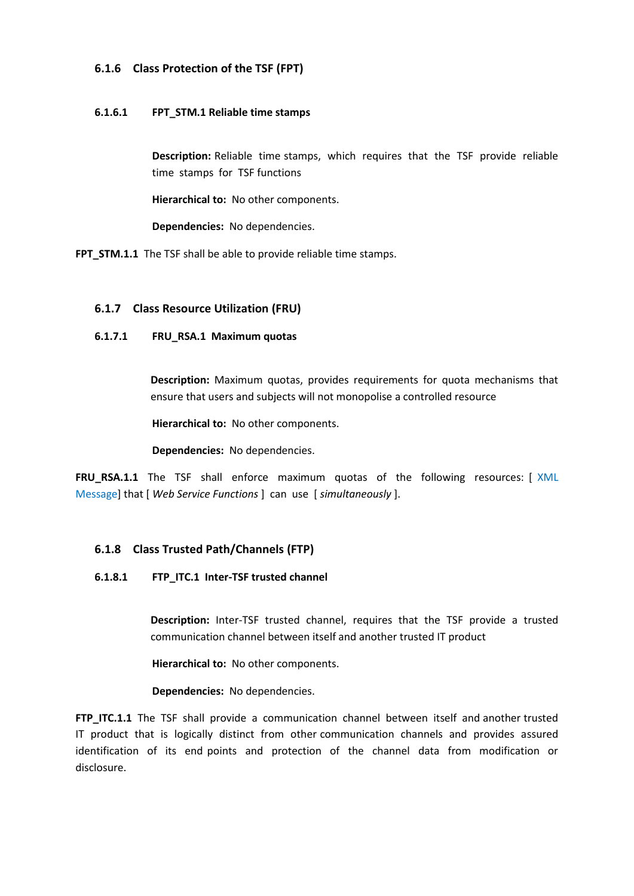### 6.1.6 Class Protection of the TSF (FPT)

#### 6.1.6.1 FPT_STM.1 Reliable time stamps

**Description:** Reliable time stamps, which requires that the TSF provide reliable time stamps for TSF functions

**Hierarchical to:** No other components.

**Dependencies:** No dependencies.

**FPT_STM.1.1** The TSF shall be able to provide reliable time stamps.

### 6.1.7 Class Resource Utilization (FRU)

#### 6.1.7.1 FRU_RSA.1 Maximum quotas

**Description:** Maximum quotas, provides requirements for quota mechanisms that ensure that users and subjects will not monopolise a controlled resource

**Hierarchical to:** No other components.

**Dependencies:** No dependencies.

**FRU_RSA.1.1** The TSF shall enforce maximum quotas of the following resources: [ XML Message] that [ *Web Service Functions* ] can use [ *simultaneously* ].

### 6.1.8 Class Trusted Path/Channels (FTP)

#### 6.1.8.1 FTP_ITC.1 Inter-TSF trusted channel

**Description:** Inter-TSF trusted channel, requires that the TSF provide a trusted communication channel between itself and another trusted IT product

**Hierarchical to:** No other components.

**Dependencies:** No dependencies.

**FTP_ITC.1.1** The TSF shall provide a communication channel between itself and another trusted IT product that is logically distinct from other communication channels and provides assured identification of its end points and protection of the channel data from modification or disclosure.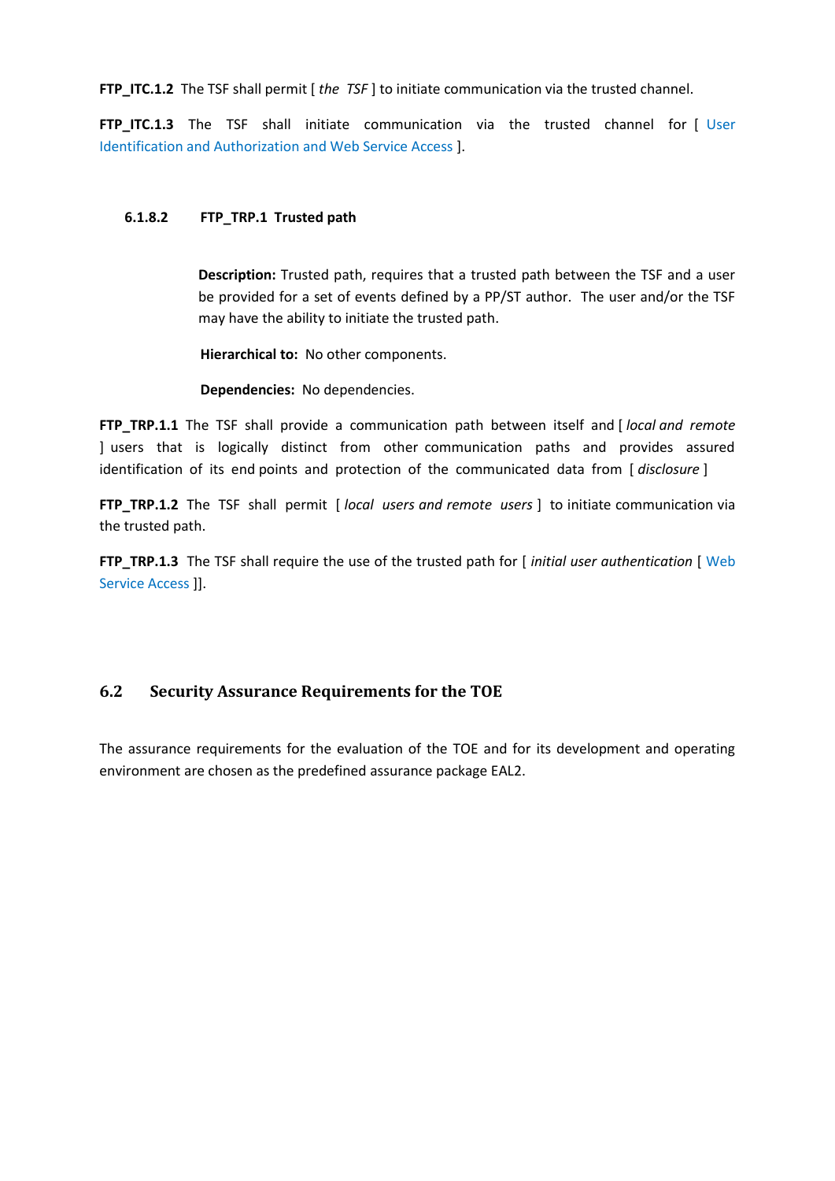**FTP_ITC.1.2** The TSF shall permit [ *the TSF* ] to initiate communication via the trusted channel.

**FTP_ITC.1.3** The TSF shall initiate communication via the trusted channel for [ User Identification and Authorization and Web Service Access ].

#### 6.1.8.2 FTP_TRP.1 Trusted path

**Description:** Trusted path, requires that a trusted path between the TSF and a user be provided for a set of events defined by a PP/ST author. The user and/or the TSF may have the ability to initiate the trusted path.

**Hierarchical to:** No other components.

**Dependencies:** No dependencies.

**FTP_TRP.1.1** The TSF shall provide a communication path between itself and [ *local and remote* ] users that is logically distinct from other communication paths and provides assured identification of its end points and protection of the communicated data from [ *disclosure* ]

**FTP_TRP.1.2** The TSF shall permit [ *local users and remote users* ] to initiate communication via the trusted path.

**FTP_TRP.1.3** The TSF shall require the use of the trusted path for [ *initial user authentication* [ Web Service Access ]].

## 6.2 Security Assurance Requirements for the TOE

The assurance requirements for the evaluation of the TOE and for its development and operating environment are chosen as the predefined assurance package EAL2.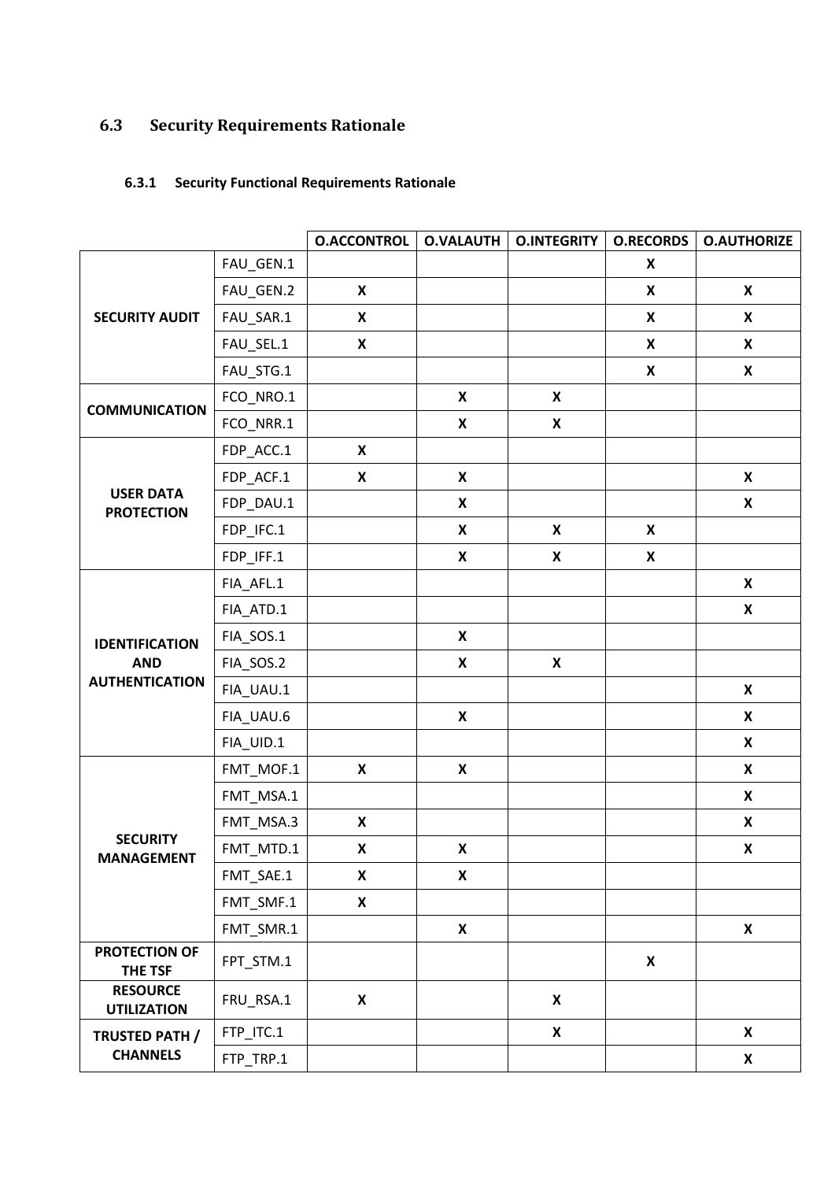## 6.3 Security Requirements Rationale

### 6.3.1 Security Functional Requirements Rationale

| | | O.ACCONTROL | O.VALAUTH | O.INTEGRITY | O.RECORDS | O.AUTHORIZE |
|---|---|---|---|---|---|---|
| **SECURITY AUDIT** | FAU_GEN.1 | | | | X | |
| | FAU_GEN.2 | X | | | X | X |
| | FAU_SAR.1 | X | | | X | X |
| | FAU_SEL.1 | X | | | X | X |
| | FAU_STG.1 | | | | X | X |
| **COMMUNICATION** | FCO_NRO.1 | | X | X | | |
| | FCO_NRR.1 | | X | X | | |
| **USER DATA PROTECTION** | FDP_ACC.1 | X | | | | |
| | FDP_ACF.1 | X | X | | | X |
| | FDP_DAU.1 | | X | | | X |
| | FDP_IFC.1 | | X | X | X | |
| | FDP_IFF.1 | | X | X | X | |
| **IDENTIFICATION AND AUTHENTICATION** | FIA_AFL.1 | | | | | X |
| | FIA_ATD.1 | | | | | X |
| | FIA_SOS.1 | | X | | | |
| | FIA_SOS.2 | | X | X | | |
| | FIA_UAU.1 | | | | | X |
| | FIA_UAU.6 | | X | | | X |
| | FIA_UID.1 | | | | | X |
| **SECURITY MANAGEMENT** | FMT_MOF.1 | X | X | | | X |
| | FMT_MSA.1 | | | | | X |
| | FMT_MSA.3 | X | | | | X |
| | FMT_MTD.1 | X | X | | | X |
| | FMT_SAE.1 | X | X | | | |
| | FMT_SMF.1 | X | | | | |
| | FMT_SMR.1 | | X | | | X |
| **PROTECTION OF THE TSF** | FPT_STM.1 | | | | X | |
| **RESOURCE UTILIZATION** | FRU_RSA.1 | X | | X | | |
| **TRUSTED PATH / CHANNELS** | FTP_ITC.1 | | | X | | X |
| | FTP_TRP.1 | | | | | X |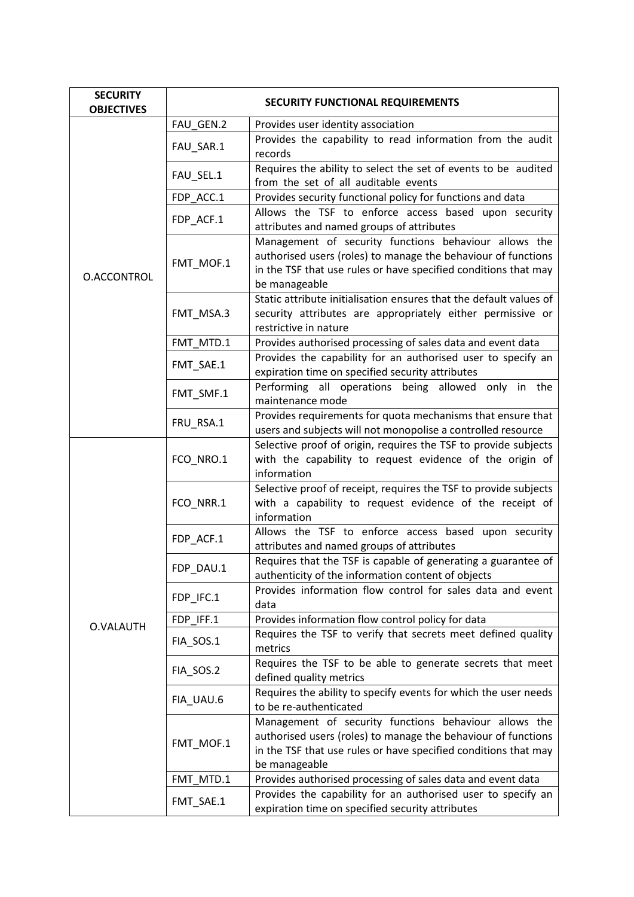| SECURITY OBJECTIVES | SECURITY FUNCTIONAL REQUIREMENTS | |
|---|---|---|
| O.ACCONTROL | FAU_GEN.2 | Provides user identity association |
| | FAU_SAR.1 | Provides the capability to read information from the audit records |
| | FAU_SEL.1 | Requires the ability to select the set of events to be audited from the set of all auditable events |
| | FDP_ACC.1 | Provides security functional policy for functions and data |
| | FDP_ACF.1 | Allows the TSF to enforce access based upon security attributes and named groups of attributes |
| | FMT_MOF.1 | Management of security functions behaviour allows the authorised users (roles) to manage the behaviour of functions in the TSF that use rules or have specified conditions that may be manageable |
| | FMT_MSA.3 | Static attribute initialisation ensures that the default values of security attributes are appropriately either permissive or restrictive in nature |
| | FMT_MTD.1 | Provides authorised processing of sales data and event data |
| | FMT_SAE.1 | Provides the capability for an authorised user to specify an expiration time on specified security attributes |
| | FMT_SMF.1 | Performing all operations being allowed only in the maintenance mode |
| | FRU_RSA.1 | Provides requirements for quota mechanisms that ensure that users and subjects will not monopolise a controlled resource |
| O.VALAUTH | FCO_NRO.1 | Selective proof of origin, requires the TSF to provide subjects with the capability to request evidence of the origin of information |
| | FCO_NRR.1 | Selective proof of receipt, requires the TSF to provide subjects with a capability to request evidence of the receipt of information |
| | FDP_ACF.1 | Allows the TSF to enforce access based upon security attributes and named groups of attributes |
| | FDP_DAU.1 | Requires that the TSF is capable of generating a guarantee of authenticity of the information content of objects |
| | FDP_IFC.1 | Provides information flow control for sales data and event data |
| | FDP_IFF.1 | Provides information flow control policy for data |
| | FIA_SOS.1 | Requires the TSF to verify that secrets meet defined quality metrics |
| | FIA_SOS.2 | Requires the TSF to be able to generate secrets that meet defined quality metrics |
| | FIA_UAU.6 | Requires the ability to specify events for which the user needs to be re-authenticated |
| | FMT_MOF.1 | Management of security functions behaviour allows the authorised users (roles) to manage the behaviour of functions in the TSF that use rules or have specified conditions that may be manageable |
| | FMT_MTD.1 | Provides authorised processing of sales data and event data |
| | FMT_SAE.1 | Provides the capability for an authorised user to specify an expiration time on specified security attributes |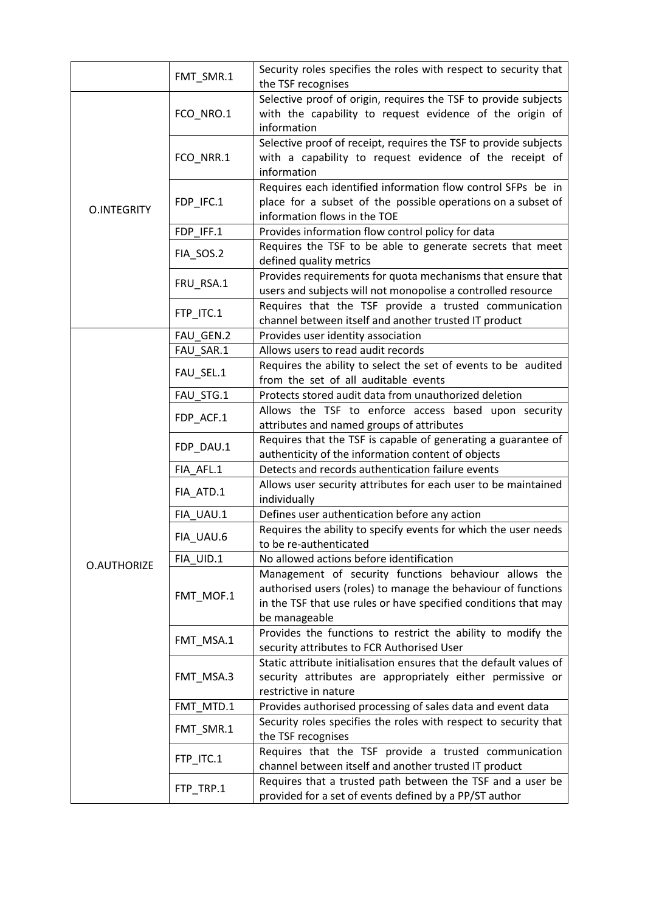| | | |
|---|---|---|
| | FMT_SMR.1 | Security roles specifies the roles with respect to security that the TSF recognises |
| O.INTEGRITY | FCO_NRO.1 | Selective proof of origin, requires the TSF to provide subjects with the capability to request evidence of the origin of information |
| | FCO_NRR.1 | Selective proof of receipt, requires the TSF to provide subjects with a capability to request evidence of the receipt of information |
| | FDP_IFC.1 | Requires each identified information flow control SFPs be in place for a subset of the possible operations on a subset of information flows in the TOE |
| | FDP_IFF.1 | Provides information flow control policy for data |
| | FIA_SOS.2 | Requires the TSF to be able to generate secrets that meet defined quality metrics |
| | FRU_RSA.1 | Provides requirements for quota mechanisms that ensure that users and subjects will not monopolise a controlled resource |
| | FTP_ITC.1 | Requires that the TSF provide a trusted communication channel between itself and another trusted IT product |
| O.AUTHORIZE | FAU_GEN.2 | Provides user identity association |
| | FAU_SAR.1 | Allows users to read audit records |
| | FAU_SEL.1 | Requires the ability to select the set of events to be audited from the set of all auditable events |
| | FAU_STG.1 | Protects stored audit data from unauthorized deletion |
| | FDP_ACF.1 | Allows the TSF to enforce access based upon security attributes and named groups of attributes |
| | FDP_DAU.1 | Requires that the TSF is capable of generating a guarantee of authenticity of the information content of objects |
| | FIA_AFL.1 | Detects and records authentication failure events |
| | FIA_ATD.1 | Allows user security attributes for each user to be maintained individually |
| | FIA_UAU.1 | Defines user authentication before any action |
| | FIA_UAU.6 | Requires the ability to specify events for which the user needs to be re-authenticated |
| | FIA_UID.1 | No allowed actions before identification |
| | FMT_MOF.1 | Management of security functions behaviour allows the authorised users (roles) to manage the behaviour of functions in the TSF that use rules or have specified conditions that may be manageable |
| | FMT_MSA.1 | Provides the functions to restrict the ability to modify the security attributes to FCR Authorised User |
| | FMT_MSA.3 | Static attribute initialisation ensures that the default values of security attributes are appropriately either permissive or restrictive in nature |
| | FMT_MTD.1 | Provides authorised processing of sales data and event data |
| | FMT_SMR.1 | Security roles specifies the roles with respect to security that the TSF recognises |
| | FTP_ITC.1 | Requires that the TSF provide a trusted communication channel between itself and another trusted IT product |
| | FTP_TRP.1 | Requires that a trusted path between the TSF and a user be provided for a set of events defined by a PP/ST author |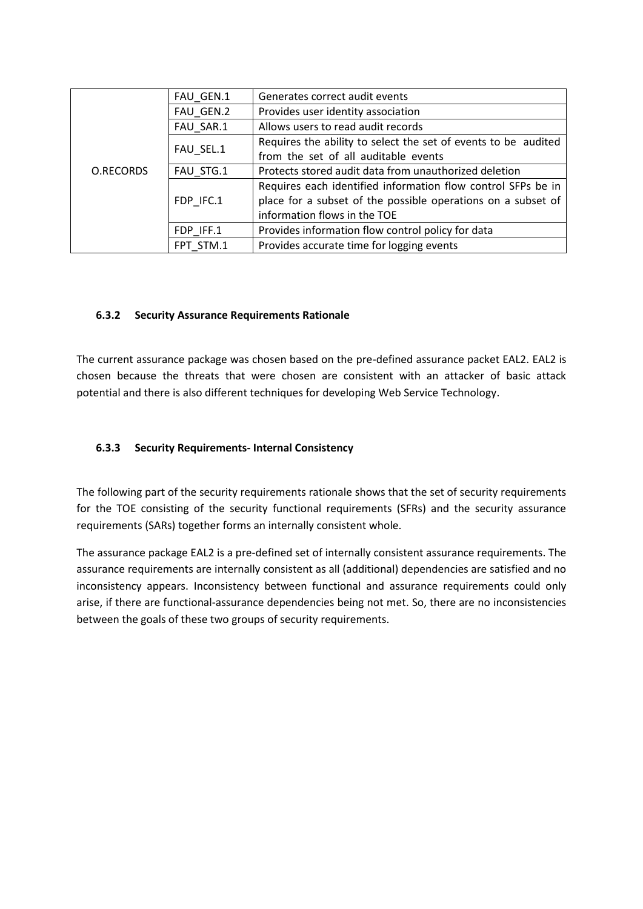| | | |
|---|---|---|
| O.RECORDS | FAU_GEN.1 | Generates correct audit events |
| | FAU_GEN.2 | Provides user identity association |
| | FAU_SAR.1 | Allows users to read audit records |
| | FAU_SEL.1 | Requires the ability to select the set of events to be audited from the set of all auditable events |
| | FAU_STG.1 | Protects stored audit data from unauthorized deletion |
| | FDP_IFC.1 | Requires each identified information flow control SFPs be in place for a subset of the possible operations on a subset of information flows in the TOE |
| | FDP_IFF.1 | Provides information flow control policy for data |
| | FPT_STM.1 | Provides accurate time for logging events |

#### 6.3.2 Security Assurance Requirements Rationale

The current assurance package was chosen based on the pre-defined assurance packet EAL2. EAL2 is chosen because the threats that were chosen are consistent with an attacker of basic attack potential and there is also different techniques for developing Web Service Technology.

#### 6.3.3 Security Requirements- Internal Consistency

The following part of the security requirements rationale shows that the set of security requirements for the TOE consisting of the security functional requirements (SFRs) and the security assurance requirements (SARs) together forms an internally consistent whole.

The assurance package EAL2 is a pre-defined set of internally consistent assurance requirements. The assurance requirements are internally consistent as all (additional) dependencies are satisfied and no inconsistency appears. Inconsistency between functional and assurance requirements could only arise, if there are functional-assurance dependencies being not met. So, there are no inconsistencies between the goals of these two groups of security requirements.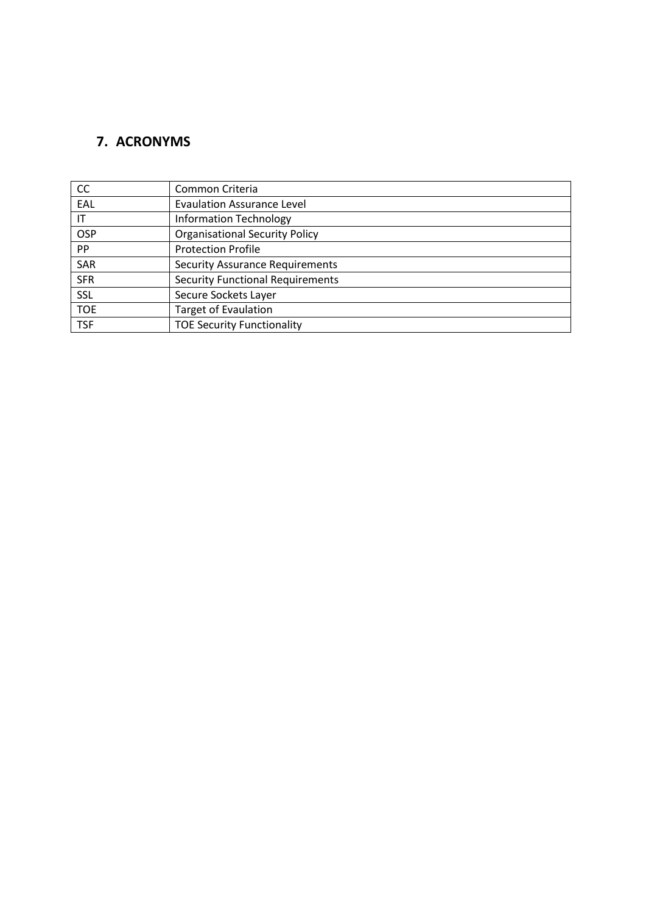## 7. ACRONYMS

| | |
|---|---|
| CC | Common Criteria |
| EAL | Evaulation Assurance Level |
| IT | Information Technology |
| OSP | Organisational Security Policy |
| PP | Protection Profile |
| SAR | Security Assurance Requirements |
| SFR | Security Functional Requirements |
| SSL | Secure Sockets Layer |
| TOE | Target of Evaulation |
| TSF | TOE Security Functionality |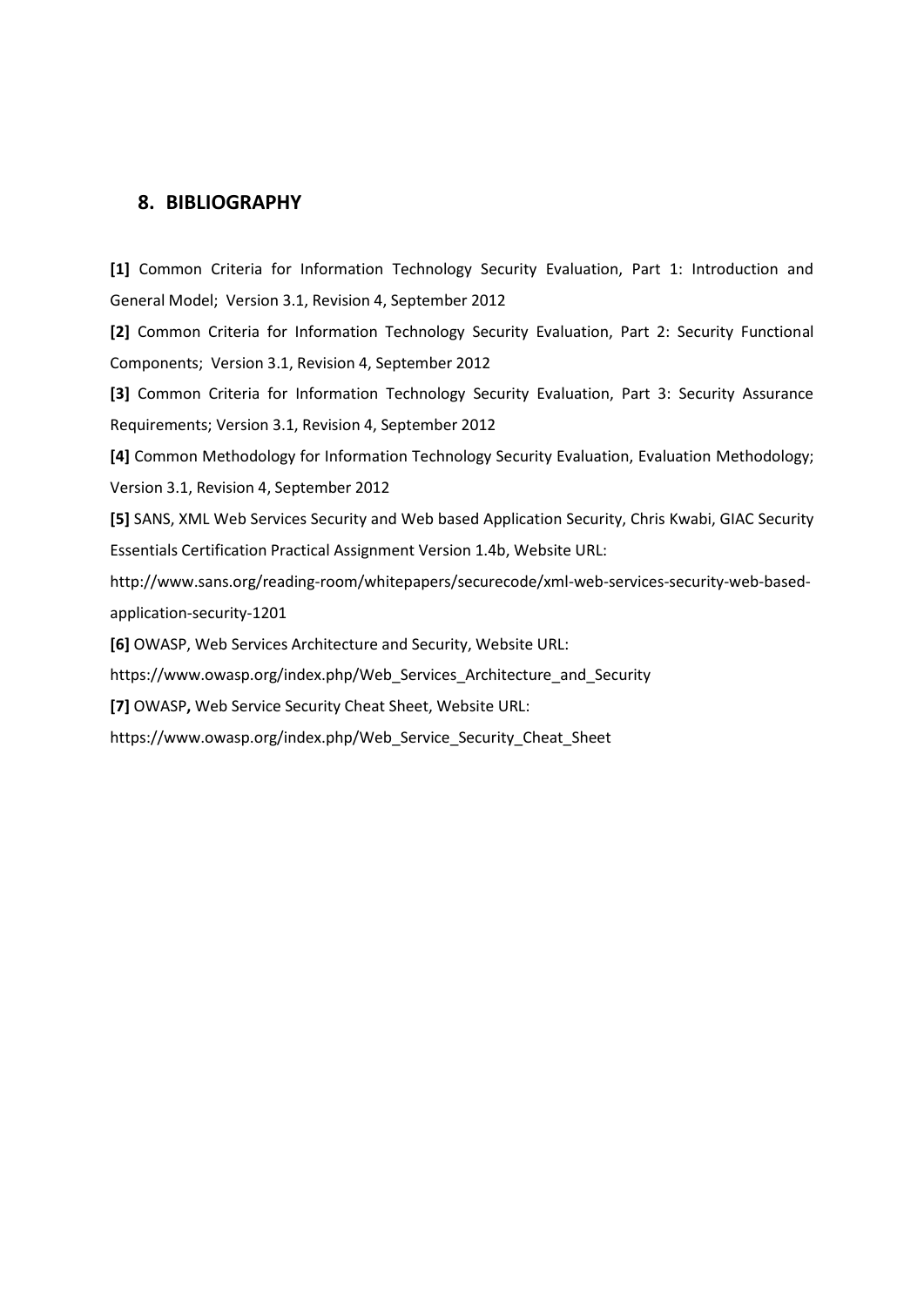## 8. BIBLIOGRAPHY

**[1]** Common Criteria for Information Technology Security Evaluation, Part 1: Introduction and General Model; Version 3.1, Revision 4, September 2012

**[2]** Common Criteria for Information Technology Security Evaluation, Part 2: Security Functional Components; Version 3.1, Revision 4, September 2012

**[3]** Common Criteria for Information Technology Security Evaluation, Part 3: Security Assurance Requirements; Version 3.1, Revision 4, September 2012

**[4]** Common Methodology for Information Technology Security Evaluation, Evaluation Methodology; Version 3.1, Revision 4, September 2012

**[5]** SANS, XML Web Services Security and Web based Application Security, Chris Kwabi, GIAC Security Essentials Certification Practical Assignment Version 1.4b, Website URL: http://www.sans.org/reading-room/whitepapers/securecode/xml-web-services-security-web-based-application-security-1201

**[6]** OWASP, Web Services Architecture and Security, Website URL: https://www.owasp.org/index.php/Web_Services_Architecture_and_Security

**[7]** OWASP**,** Web Service Security Cheat Sheet, Website URL: https://www.owasp.org/index.php/Web_Service_Security_Cheat_Sheet